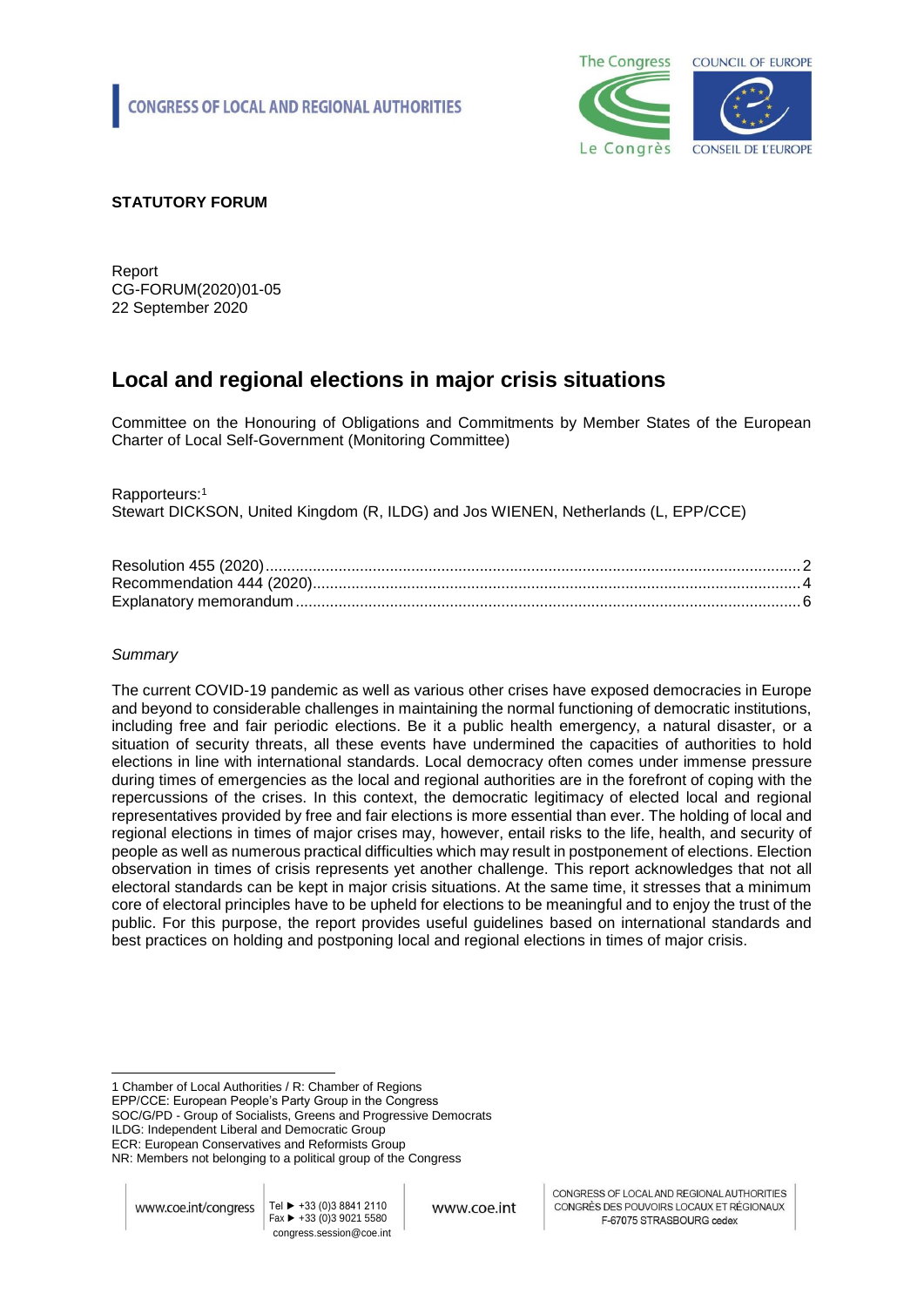CONGRESS OF LOCAL AND REGIONAL AUTHORITIES

The Congress / Le Congrès

COUNCIL OF EUROPE / CONSEIL DE L'EUROPE

**STATUTORY FORUM**

Report
CG-FORUM(2020)01-05
22 September 2020

# Local and regional elections in major crisis situations

Committee on the Honouring of Obligations and Commitments by Member States of the European Charter of Local Self-Government (Monitoring Committee)

Rapporteurs:[1]
Stewart DICKSON, United Kingdom (R, ILDG) and Jos WIENEN, Netherlands (L, EPP/CCE)

| | |
|---|---|
| Resolution 455 (2020) | 2 |
| Recommendation 444 (2020) | 4 |
| Explanatory memorandum | 6 |

*Summary*

The current COVID-19 pandemic as well as various other crises have exposed democracies in Europe and beyond to considerable challenges in maintaining the normal functioning of democratic institutions, including free and fair periodic elections. Be it a public health emergency, a natural disaster, or a situation of security threats, all these events have undermined the capacities of authorities to hold elections in line with international standards. Local democracy often comes under immense pressure during times of emergencies as the local and regional authorities are in the forefront of coping with the repercussions of the crises. In this context, the democratic legitimacy of elected local and regional representatives provided by free and fair elections is more essential than ever. The holding of local and regional elections in times of major crises may, however, entail risks to the life, health, and security of people as well as numerous practical difficulties which may result in postponement of elections. Election observation in times of crisis represents yet another challenge. This report acknowledges that not all electoral standards can be kept in major crisis situations. At the same time, it stresses that a minimum core of electoral principles have to be upheld for elections to be meaningful and to enjoy the trust of the public. For this purpose, the report provides useful guidelines based on international standards and best practices on holding and postponing local and regional elections in times of major crisis.

---

1 Chamber of Local Authorities / R: Chamber of Regions
EPP/CCE: European People's Party Group in the Congress
SOC/G/PD - Group of Socialists, Greens and Progressive Democrats
ILDG: Independent Liberal and Democratic Group
ECR: European Conservatives and Reformists Group
NR: Members not belonging to a political group of the Congress

www.coe.int/congress | Tel ► +33 (0)3 8841 2110 Fax ► +33 (0)3 9021 5580 congress.session@coe.int | www.coe.int | CONGRESS OF LOCAL AND REGIONAL AUTHORITIES CONGRÈS DES POUVOIRS LOCAUX ET RÉGIONAUX F-67075 STRASBOURG cedex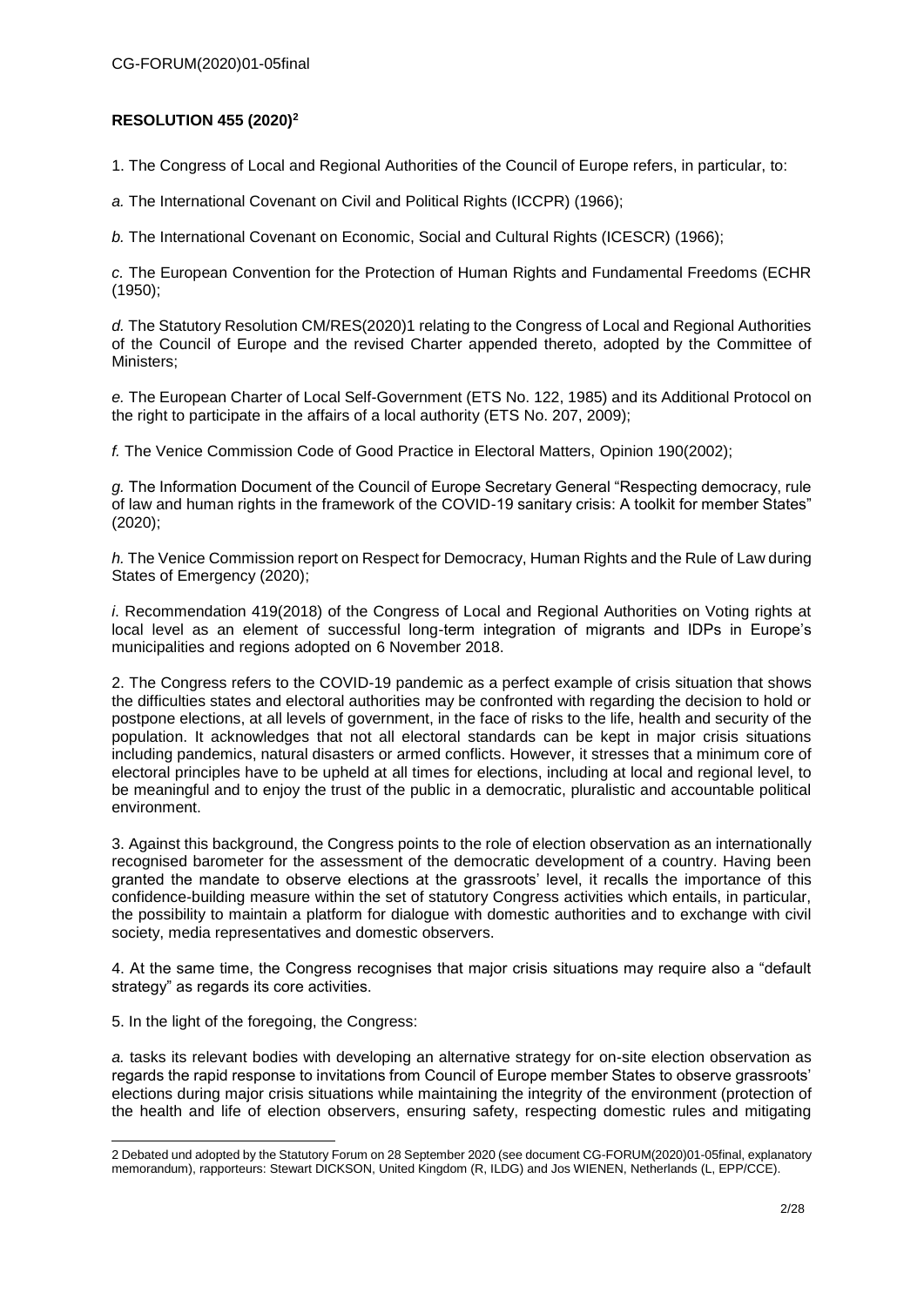## RESOLUTION 455 (2020)[2]

1. The Congress of Local and Regional Authorities of the Council of Europe refers, in particular, to:

*a.* The International Covenant on Civil and Political Rights (ICCPR) (1966);

*b.* The International Covenant on Economic, Social and Cultural Rights (ICESCR) (1966);

*c.* The European Convention for the Protection of Human Rights and Fundamental Freedoms (ECHR (1950);

*d.* The Statutory Resolution CM/RES(2020)1 relating to the Congress of Local and Regional Authorities of the Council of Europe and the revised Charter appended thereto, adopted by the Committee of Ministers;

*e.* The European Charter of Local Self-Government (ETS No. 122, 1985) and its Additional Protocol on the right to participate in the affairs of a local authority (ETS No. 207, 2009);

*f.* The Venice Commission Code of Good Practice in Electoral Matters, Opinion 190(2002);

*g.* The Information Document of the Council of Europe Secretary General "Respecting democracy, rule of law and human rights in the framework of the COVID-19 sanitary crisis: A toolkit for member States" (2020);

*h.* The Venice Commission report on Respect for Democracy, Human Rights and the Rule of Law during States of Emergency (2020);

*i.* Recommendation 419(2018) of the Congress of Local and Regional Authorities on Voting rights at local level as an element of successful long-term integration of migrants and IDPs in Europe's municipalities and regions adopted on 6 November 2018.

2. The Congress refers to the COVID-19 pandemic as a perfect example of crisis situation that shows the difficulties states and electoral authorities may be confronted with regarding the decision to hold or postpone elections, at all levels of government, in the face of risks to the life, health and security of the population. It acknowledges that not all electoral standards can be kept in major crisis situations including pandemics, natural disasters or armed conflicts. However, it stresses that a minimum core of electoral principles have to be upheld at all times for elections, including at local and regional level, to be meaningful and to enjoy the trust of the public in a democratic, pluralistic and accountable political environment.

3. Against this background, the Congress points to the role of election observation as an internationally recognised barometer for the assessment of the democratic development of a country. Having been granted the mandate to observe elections at the grassroots' level, it recalls the importance of this confidence-building measure within the set of statutory Congress activities which entails, in particular, the possibility to maintain a platform for dialogue with domestic authorities and to exchange with civil society, media representatives and domestic observers.

4. At the same time, the Congress recognises that major crisis situations may require also a "default strategy" as regards its core activities.

5. In the light of the foregoing, the Congress:

*a.* tasks its relevant bodies with developing an alternative strategy for on-site election observation as regards the rapid response to invitations from Council of Europe member States to observe grassroots' elections during major crisis situations while maintaining the integrity of the environment (protection of the health and life of election observers, ensuring safety, respecting domestic rules and mitigating

---

[2] Debated und adopted by the Statutory Forum on 28 September 2020 (see document CG-FORUM(2020)01-05final, explanatory memorandum), rapporteurs: Stewart DICKSON, United Kingdom (R, ILDG) and Jos WIENEN, Netherlands (L, EPP/CCE).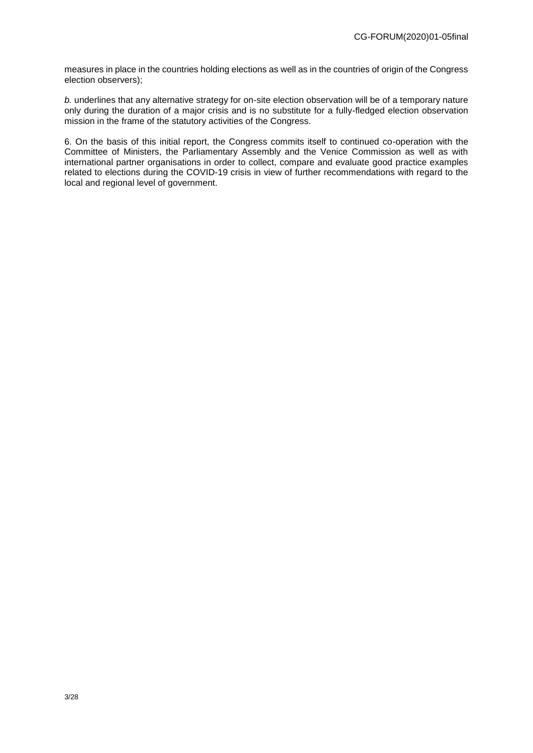measures in place in the countries holding elections as well as in the countries of origin of the Congress election observers);

*b.* underlines that any alternative strategy for on-site election observation will be of a temporary nature only during the duration of a major crisis and is no substitute for a fully-fledged election observation mission in the frame of the statutory activities of the Congress.

6. On the basis of this initial report, the Congress commits itself to continued co-operation with the Committee of Ministers, the Parliamentary Assembly and the Venice Commission as well as with international partner organisations in order to collect, compare and evaluate good practice examples related to elections during the COVID-19 crisis in view of further recommendations with regard to the local and regional level of government.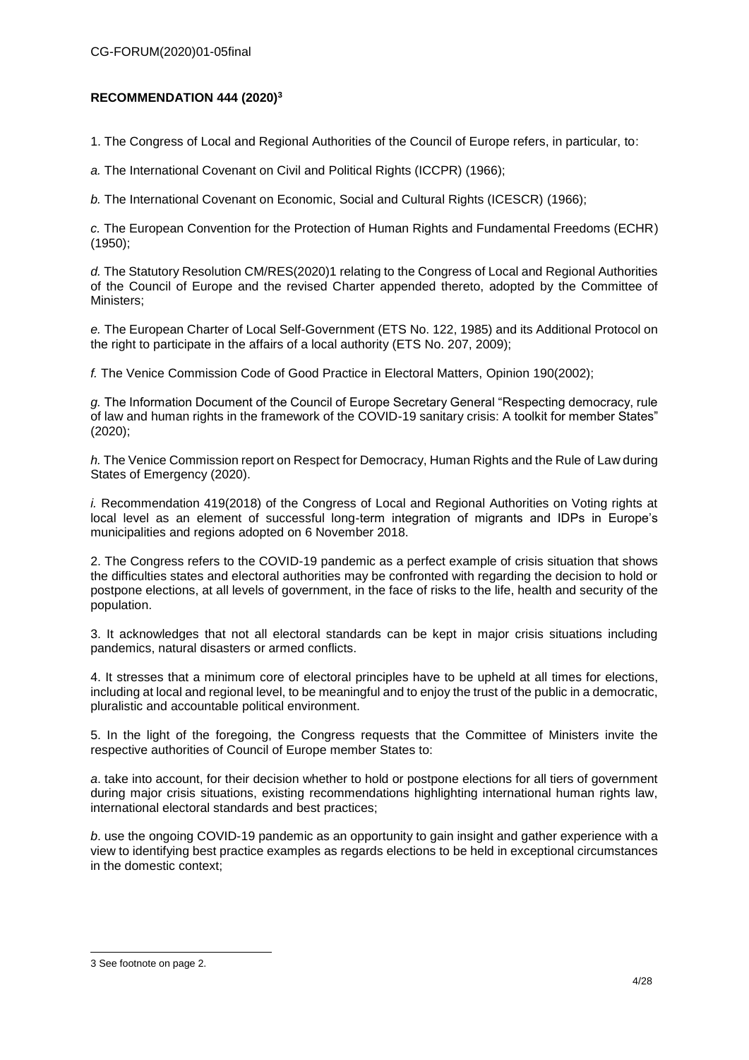**RECOMMENDATION 444 (2020)[3]**

1. The Congress of Local and Regional Authorities of the Council of Europe refers, in particular, to:

*a.* The International Covenant on Civil and Political Rights (ICCPR) (1966);

*b.* The International Covenant on Economic, Social and Cultural Rights (ICESCR) (1966);

*c.* The European Convention for the Protection of Human Rights and Fundamental Freedoms (ECHR) (1950);

*d.* The Statutory Resolution CM/RES(2020)1 relating to the Congress of Local and Regional Authorities of the Council of Europe and the revised Charter appended thereto, adopted by the Committee of Ministers;

*e.* The European Charter of Local Self-Government (ETS No. 122, 1985) and its Additional Protocol on the right to participate in the affairs of a local authority (ETS No. 207, 2009);

*f.* The Venice Commission Code of Good Practice in Electoral Matters, Opinion 190(2002);

*g.* The Information Document of the Council of Europe Secretary General "Respecting democracy, rule of law and human rights in the framework of the COVID-19 sanitary crisis: A toolkit for member States" (2020);

*h.* The Venice Commission report on Respect for Democracy, Human Rights and the Rule of Law during States of Emergency (2020).

*i.* Recommendation 419(2018) of the Congress of Local and Regional Authorities on Voting rights at local level as an element of successful long-term integration of migrants and IDPs in Europe's municipalities and regions adopted on 6 November 2018.

2. The Congress refers to the COVID-19 pandemic as a perfect example of crisis situation that shows the difficulties states and electoral authorities may be confronted with regarding the decision to hold or postpone elections, at all levels of government, in the face of risks to the life, health and security of the population.

3. It acknowledges that not all electoral standards can be kept in major crisis situations including pandemics, natural disasters or armed conflicts.

4. It stresses that a minimum core of electoral principles have to be upheld at all times for elections, including at local and regional level, to be meaningful and to enjoy the trust of the public in a democratic, pluralistic and accountable political environment.

5. In the light of the foregoing, the Congress requests that the Committee of Ministers invite the respective authorities of Council of Europe member States to:

*a*. take into account, for their decision whether to hold or postpone elections for all tiers of government during major crisis situations, existing recommendations highlighting international human rights law, international electoral standards and best practices;

*b*. use the ongoing COVID-19 pandemic as an opportunity to gain insight and gather experience with a view to identifying best practice examples as regards elections to be held in exceptional circumstances in the domestic context;

---

3 See footnote on page 2.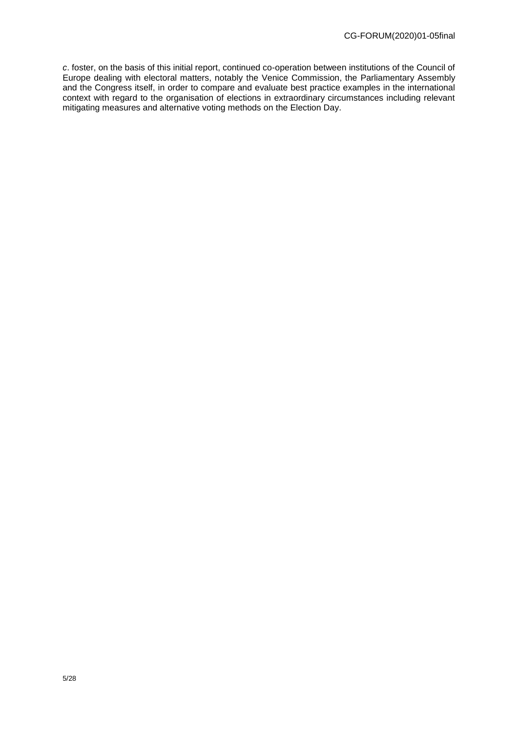*c*. foster, on the basis of this initial report, continued co-operation between institutions of the Council of Europe dealing with electoral matters, notably the Venice Commission, the Parliamentary Assembly and the Congress itself, in order to compare and evaluate best practice examples in the international context with regard to the organisation of elections in extraordinary circumstances including relevant mitigating measures and alternative voting methods on the Election Day.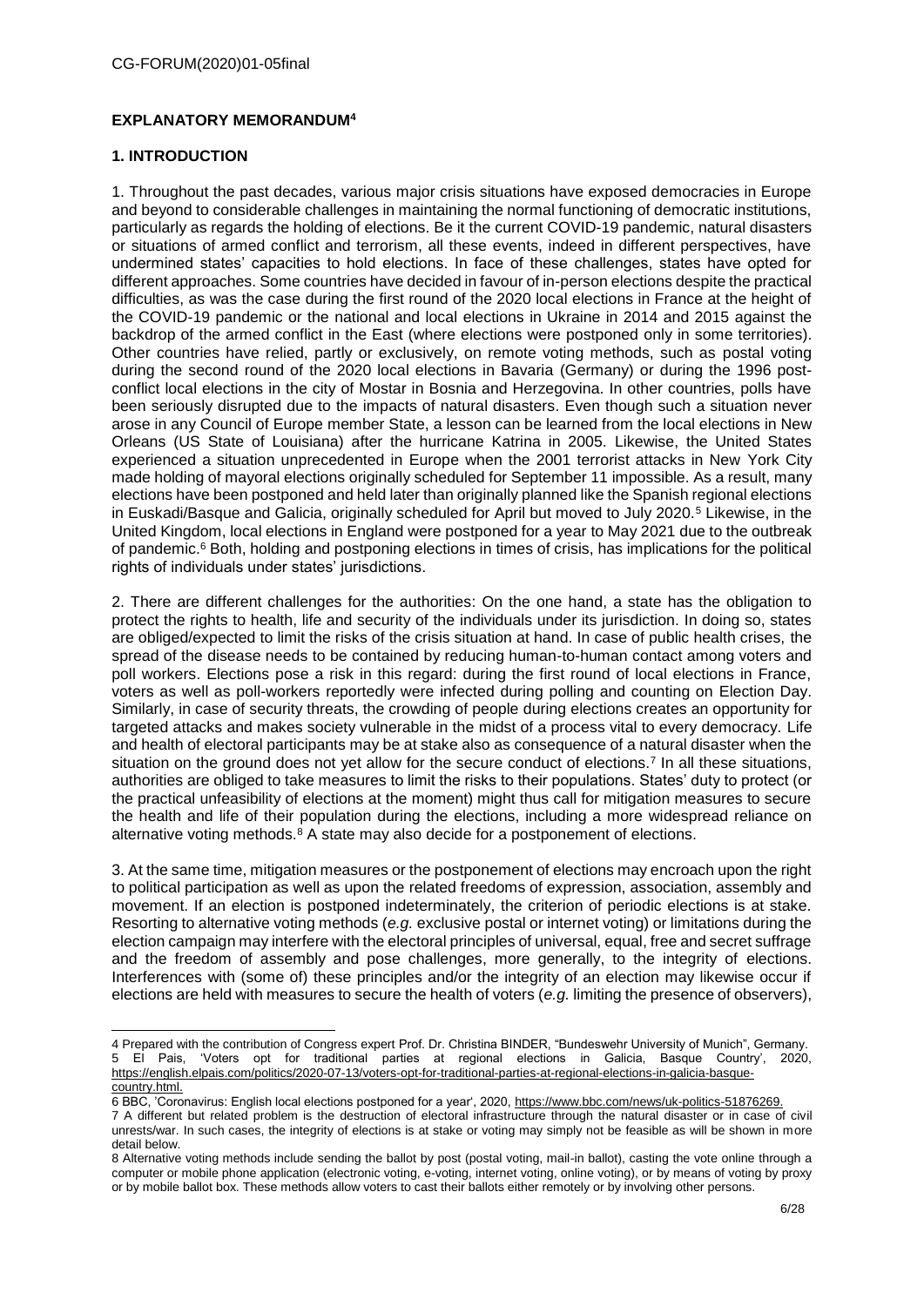## EXPLANATORY MEMORANDUM[4]

### 1. INTRODUCTION

1. Throughout the past decades, various major crisis situations have exposed democracies in Europe and beyond to considerable challenges in maintaining the normal functioning of democratic institutions, particularly as regards the holding of elections. Be it the current COVID-19 pandemic, natural disasters or situations of armed conflict and terrorism, all these events, indeed in different perspectives, have undermined states' capacities to hold elections. In face of these challenges, states have opted for different approaches. Some countries have decided in favour of in-person elections despite the practical difficulties, as was the case during the first round of the 2020 local elections in France at the height of the COVID-19 pandemic or the national and local elections in Ukraine in 2014 and 2015 against the backdrop of the armed conflict in the East (where elections were postponed only in some territories). Other countries have relied, partly or exclusively, on remote voting methods, such as postal voting during the second round of the 2020 local elections in Bavaria (Germany) or during the 1996 post-conflict local elections in the city of Mostar in Bosnia and Herzegovina. In other countries, polls have been seriously disrupted due to the impacts of natural disasters. Even though such a situation never arose in any Council of Europe member State, a lesson can be learned from the local elections in New Orleans (US State of Louisiana) after the hurricane Katrina in 2005. Likewise, the United States experienced a situation unprecedented in Europe when the 2001 terrorist attacks in New York City made holding of mayoral elections originally scheduled for September 11 impossible. As a result, many elections have been postponed and held later than originally planned like the Spanish regional elections in Euskadi/Basque and Galicia, originally scheduled for April but moved to July 2020.[5] Likewise, in the United Kingdom, local elections in England were postponed for a year to May 2021 due to the outbreak of pandemic.[6] Both, holding and postponing elections in times of crisis, has implications for the political rights of individuals under states' jurisdictions.

2. There are different challenges for the authorities: On the one hand, a state has the obligation to protect the rights to health, life and security of the individuals under its jurisdiction. In doing so, states are obliged/expected to limit the risks of the crisis situation at hand. In case of public health crises, the spread of the disease needs to be contained by reducing human-to-human contact among voters and poll workers. Elections pose a risk in this regard: during the first round of local elections in France, voters as well as poll-workers reportedly were infected during polling and counting on Election Day. Similarly, in case of security threats, the crowding of people during elections creates an opportunity for targeted attacks and makes society vulnerable in the midst of a process vital to every democracy. Life and health of electoral participants may be at stake also as consequence of a natural disaster when the situation on the ground does not yet allow for the secure conduct of elections.[7] In all these situations, authorities are obliged to take measures to limit the risks to their populations. States' duty to protect (or the practical unfeasibility of elections at the moment) might thus call for mitigation measures to secure the health and life of their population during the elections, including a more widespread reliance on alternative voting methods.[8] A state may also decide for a postponement of elections.

3. At the same time, mitigation measures or the postponement of elections may encroach upon the right to political participation as well as upon the related freedoms of expression, association, assembly and movement. If an election is postponed indeterminately, the criterion of periodic elections is at stake. Resorting to alternative voting methods (*e.g.* exclusive postal or internet voting) or limitations during the election campaign may interfere with the electoral principles of universal, equal, free and secret suffrage and the freedom of assembly and pose challenges, more generally, to the integrity of elections. Interferences with (some of) these principles and/or the integrity of an election may likewise occur if elections are held with measures to secure the health of voters (*e.g.* limiting the presence of observers),

---

4 Prepared with the contribution of Congress expert Prof. Dr. Christina BINDER, "Bundeswehr University of Munich", Germany.

5 El Pais, 'Voters opt for traditional parties at regional elections in Galicia, Basque Country', 2020, https://english.elpais.com/politics/2020-07-13/voters-opt-for-traditional-parties-at-regional-elections-in-galicia-basque-country.html.

6 BBC, 'Coronavirus: English local elections postponed for a year', 2020, https://www.bbc.com/news/uk-politics-51876269.

7 A different but related problem is the destruction of electoral infrastructure through the natural disaster or in case of civil unrests/war. In such cases, the integrity of elections is at stake or voting may simply not be feasible as will be shown in more detail below.

8 Alternative voting methods include sending the ballot by post (postal voting, mail-in ballot), casting the vote online through a computer or mobile phone application (electronic voting, e-voting, internet voting, online voting), or by means of voting by proxy or by mobile ballot box. These methods allow voters to cast their ballots either remotely or by involving other persons.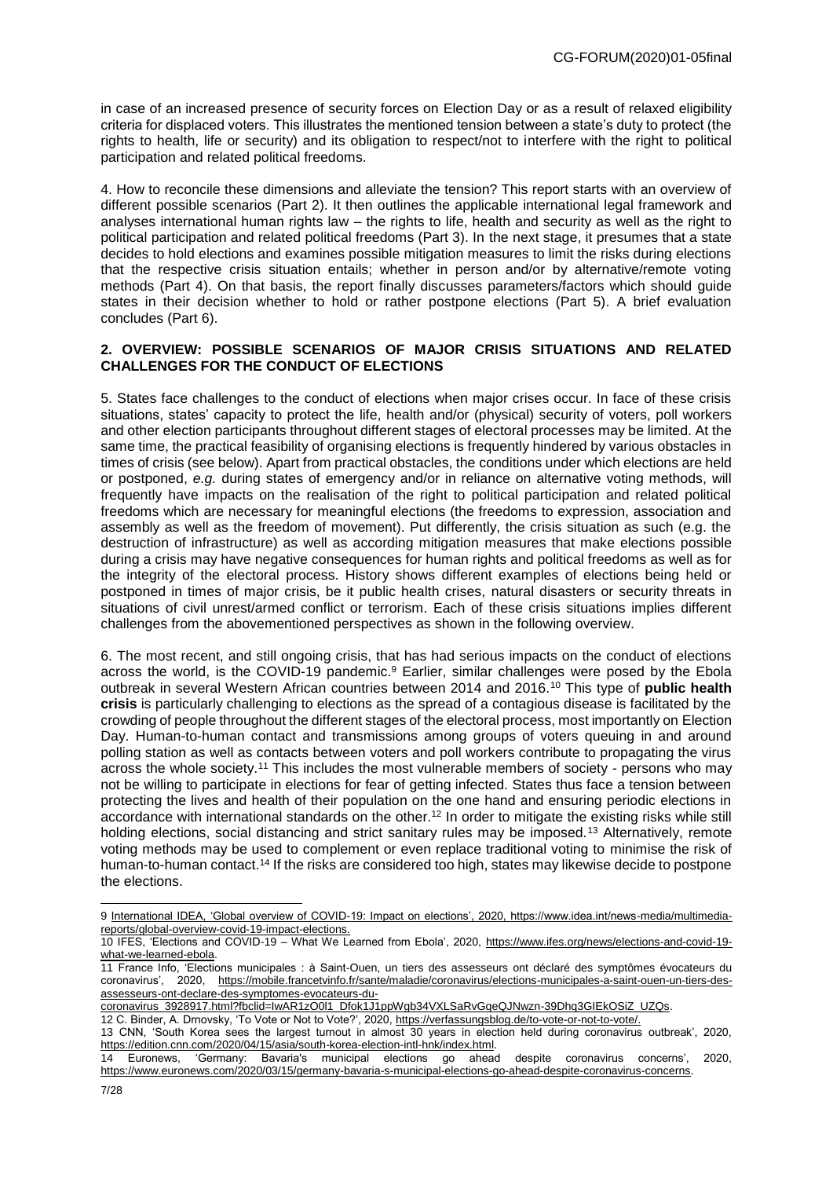in case of an increased presence of security forces on Election Day or as a result of relaxed eligibility criteria for displaced voters. This illustrates the mentioned tension between a state's duty to protect (the rights to health, life or security) and its obligation to respect/not to interfere with the right to political participation and related political freedoms.

4. How to reconcile these dimensions and alleviate the tension? This report starts with an overview of different possible scenarios (Part 2). It then outlines the applicable international legal framework and analyses international human rights law – the rights to life, health and security as well as the right to political participation and related political freedoms (Part 3). In the next stage, it presumes that a state decides to hold elections and examines possible mitigation measures to limit the risks during elections that the respective crisis situation entails; whether in person and/or by alternative/remote voting methods (Part 4). On that basis, the report finally discusses parameters/factors which should guide states in their decision whether to hold or rather postpone elections (Part 5). A brief evaluation concludes (Part 6).

## 2. OVERVIEW: POSSIBLE SCENARIOS OF MAJOR CRISIS SITUATIONS AND RELATED CHALLENGES FOR THE CONDUCT OF ELECTIONS

5. States face challenges to the conduct of elections when major crises occur. In face of these crisis situations, states' capacity to protect the life, health and/or (physical) security of voters, poll workers and other election participants throughout different stages of electoral processes may be limited. At the same time, the practical feasibility of organising elections is frequently hindered by various obstacles in times of crisis (see below). Apart from practical obstacles, the conditions under which elections are held or postponed, *e.g.* during states of emergency and/or in reliance on alternative voting methods, will frequently have impacts on the realisation of the right to political participation and related political freedoms which are necessary for meaningful elections (the freedoms to expression, association and assembly as well as the freedom of movement). Put differently, the crisis situation as such (e.g. the destruction of infrastructure) as well as according mitigation measures that make elections possible during a crisis may have negative consequences for human rights and political freedoms as well as for the integrity of the electoral process. History shows different examples of elections being held or postponed in times of major crisis, be it public health crises, natural disasters or security threats in situations of civil unrest/armed conflict or terrorism. Each of these crisis situations implies different challenges from the abovementioned perspectives as shown in the following overview.

6. The most recent, and still ongoing crisis, that has had serious impacts on the conduct of elections across the world, is the COVID-19 pandemic.[9] Earlier, similar challenges were posed by the Ebola outbreak in several Western African countries between 2014 and 2016.[10] This type of **public health crisis** is particularly challenging to elections as the spread of a contagious disease is facilitated by the crowding of people throughout the different stages of the electoral process, most importantly on Election Day. Human-to-human contact and transmissions among groups of voters queuing in and around polling station as well as contacts between voters and poll workers contribute to propagating the virus across the whole society.[11] This includes the most vulnerable members of society - persons who may not be willing to participate in elections for fear of getting infected. States thus face a tension between protecting the lives and health of their population on the one hand and ensuring periodic elections in accordance with international standards on the other.[12] In order to mitigate the existing risks while still holding elections, social distancing and strict sanitary rules may be imposed.[13] Alternatively, remote voting methods may be used to complement or even replace traditional voting to minimise the risk of human-to-human contact.[14] If the risks are considered too high, states may likewise decide to postpone the elections.

---

9 International IDEA, 'Global overview of COVID-19: Impact on elections', 2020, https://www.idea.int/news-media/multimedia-reports/global-overview-covid-19-impact-elections.

10 IFES, 'Elections and COVID-19 – What We Learned from Ebola', 2020, https://www.ifes.org/news/elections-and-covid-19-what-we-learned-ebola.

11 France Info, 'Elections municipales : à Saint-Ouen, un tiers des assesseurs ont déclaré des symptômes évocateurs du coronavirus', 2020, https://mobile.francetvinfo.fr/sante/maladie/coronavirus/elections-municipales-a-saint-ouen-un-tiers-des-assesseurs-ont-declare-des-symptomes-evocateurs-du-coronavirus_3928917.html?fbclid=IwAR1zO0l1_Dfok1J1ppWgb34VXLSaRvGqeQJNwzn-39Dhq3GIEkOSiZ_UZQs.

12 C. Binder, A. Drnovsky, 'To Vote or Not to Vote?', 2020, https://verfassungsblog.de/to-vote-or-not-to-vote/.

13 CNN, 'South Korea sees the largest turnout in almost 30 years in election held during coronavirus outbreak', 2020, https://edition.cnn.com/2020/04/15/asia/south-korea-election-intl-hnk/index.html.

14 Euronews, 'Germany: Bavaria's municipal elections go ahead despite coronavirus concerns', 2020, https://www.euronews.com/2020/03/15/germany-bavaria-s-municipal-elections-go-ahead-despite-coronavirus-concerns.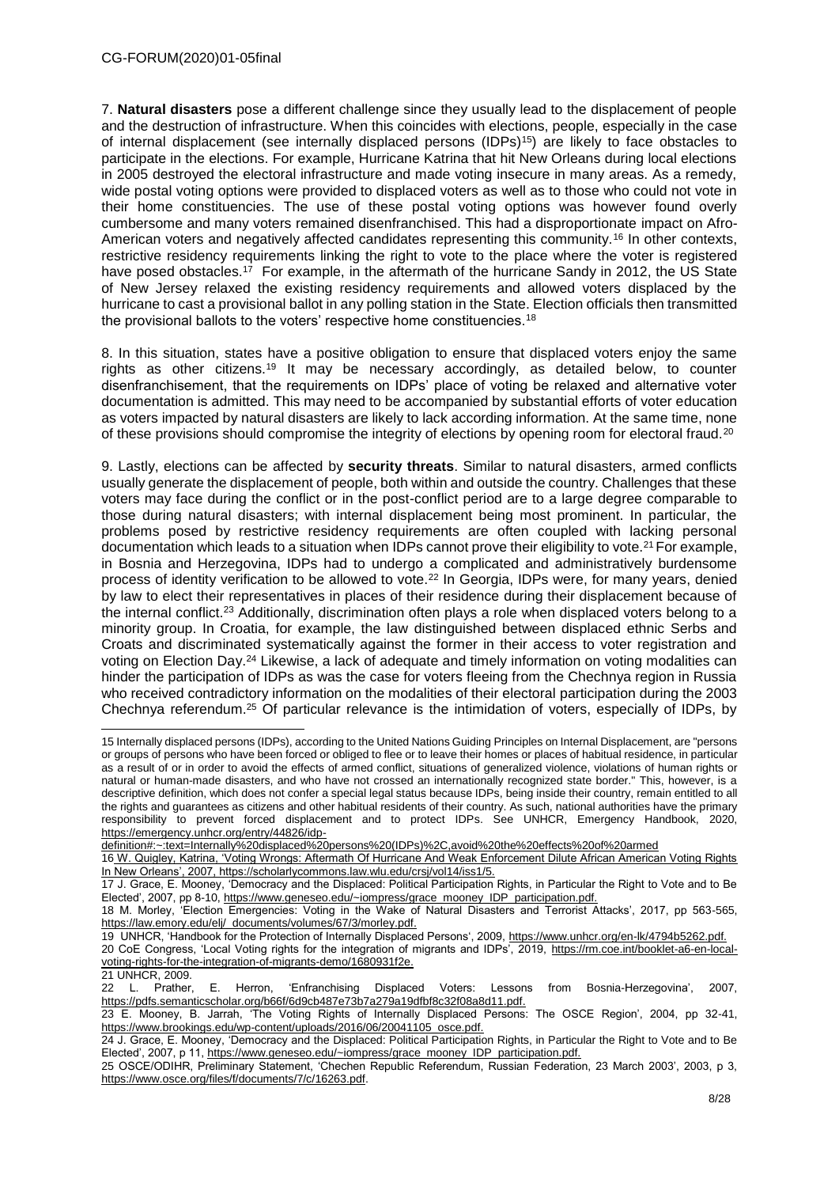7. **Natural disasters** pose a different challenge since they usually lead to the displacement of people and the destruction of infrastructure. When this coincides with elections, people, especially in the case of internal displacement (see internally displaced persons (IDPs)[15]) are likely to face obstacles to participate in the elections. For example, Hurricane Katrina that hit New Orleans during local elections in 2005 destroyed the electoral infrastructure and made voting insecure in many areas. As a remedy, wide postal voting options were provided to displaced voters as well as to those who could not vote in their home constituencies. The use of these postal voting options was however found overly cumbersome and many voters remained disenfranchised. This had a disproportionate impact on Afro-American voters and negatively affected candidates representing this community.[16] In other contexts, restrictive residency requirements linking the right to vote to the place where the voter is registered have posed obstacles.[17] For example, in the aftermath of the hurricane Sandy in 2012, the US State of New Jersey relaxed the existing residency requirements and allowed voters displaced by the hurricane to cast a provisional ballot in any polling station in the State. Election officials then transmitted the provisional ballots to the voters' respective home constituencies.[18]

8. In this situation, states have a positive obligation to ensure that displaced voters enjoy the same rights as other citizens.[19] It may be necessary accordingly, as detailed below, to counter disenfranchisement, that the requirements on IDPs' place of voting be relaxed and alternative voter documentation is admitted. This may need to be accompanied by substantial efforts of voter education as voters impacted by natural disasters are likely to lack according information. At the same time, none of these provisions should compromise the integrity of elections by opening room for electoral fraud.[20]

9. Lastly, elections can be affected by **security threats**. Similar to natural disasters, armed conflicts usually generate the displacement of people, both within and outside the country. Challenges that these voters may face during the conflict or in the post-conflict period are to a large degree comparable to those during natural disasters; with internal displacement being most prominent. In particular, the problems posed by restrictive residency requirements are often coupled with lacking personal documentation which leads to a situation when IDPs cannot prove their eligibility to vote.[21] For example, in Bosnia and Herzegovina, IDPs had to undergo a complicated and administratively burdensome process of identity verification to be allowed to vote.[22] In Georgia, IDPs were, for many years, denied by law to elect their representatives in places of their residence during their displacement because of the internal conflict.[23] Additionally, discrimination often plays a role when displaced voters belong to a minority group. In Croatia, for example, the law distinguished between displaced ethnic Serbs and Croats and discriminated systematically against the former in their access to voter registration and voting on Election Day.[24] Likewise, a lack of adequate and timely information on voting modalities can hinder the participation of IDPs as was the case for voters fleeing from the Chechnya region in Russia who received contradictory information on the modalities of their electoral participation during the 2003 Chechnya referendum.[25] Of particular relevance is the intimidation of voters, especially of IDPs, by

---

15 Internally displaced persons (IDPs), according to the United Nations Guiding Principles on Internal Displacement, are "persons or groups of persons who have been forced or obliged to flee or to leave their homes or places of habitual residence, in particular as a result of or in order to avoid the effects of armed conflict, situations of generalized violence, violations of human rights or natural or human-made disasters, and who have not crossed an internationally recognized state border." This, however, is a descriptive definition, which does not confer a special legal status because IDPs, being inside their country, remain entitled to all the rights and guarantees as citizens and other habitual residents of their country. As such, national authorities have the primary responsibility to prevent forced displacement and to protect IDPs. See UNHCR, Emergency Handbook, 2020, https://emergency.unhcr.org/entry/44826/idp-definition#:~:text=Internally%20displaced%20persons%20(IDPs)%2C,avoid%20the%20effects%20of%20armed

16 W. Quigley, Katrina, 'Voting Wrongs: Aftermath Of Hurricane And Weak Enforcement Dilute African American Voting Rights In New Orleans', 2007, https://scholarlycommons.law.wlu.edu/crsj/vol14/iss1/5.

17 J. Grace, E. Mooney, 'Democracy and the Displaced: Political Participation Rights, in Particular the Right to Vote and to Be Elected', 2007, pp 8-10, https://www.geneseo.edu/~iompress/grace_mooney_IDP_participation.pdf.

18 M. Morley, 'Election Emergencies: Voting in the Wake of Natural Disasters and Terrorist Attacks', 2017, pp 563-565, https://law.emory.edu/elj/_documents/volumes/67/3/morley.pdf.

19 UNHCR, 'Handbook for the Protection of Internally Displaced Persons', 2009, https://www.unhcr.org/en-lk/4794b5262.pdf.

20 CoE Congress, 'Local Voting rights for the integration of migrants and IDPs', 2019, https://rm.coe.int/booklet-a6-en-local-voting-rights-for-the-integration-of-migrants-demo/1680931f2e.

21 UNHCR, 2009.

22 L. Prather, E. Herron, 'Enfranchising Displaced Voters: Lessons from Bosnia-Herzegovina', 2007, https://pdfs.semanticscholar.org/b66f/6d9cb487e73b7a279a19dfbf8c32f08a8d11.pdf.

23 E. Mooney, B. Jarrah, 'The Voting Rights of Internally Displaced Persons: The OSCE Region', 2004, pp 32-41, https://www.brookings.edu/wp-content/uploads/2016/06/20041105_osce.pdf.

24 J. Grace, E. Mooney, 'Democracy and the Displaced: Political Participation Rights, in Particular the Right to Vote and to Be Elected', 2007, p 11, https://www.geneseo.edu/~iompress/grace_mooney_IDP_participation.pdf.

25 OSCE/ODIHR, Preliminary Statement, 'Chechen Republic Referendum, Russian Federation, 23 March 2003', 2003, p 3, https://www.osce.org/files/f/documents/7/c/16263.pdf.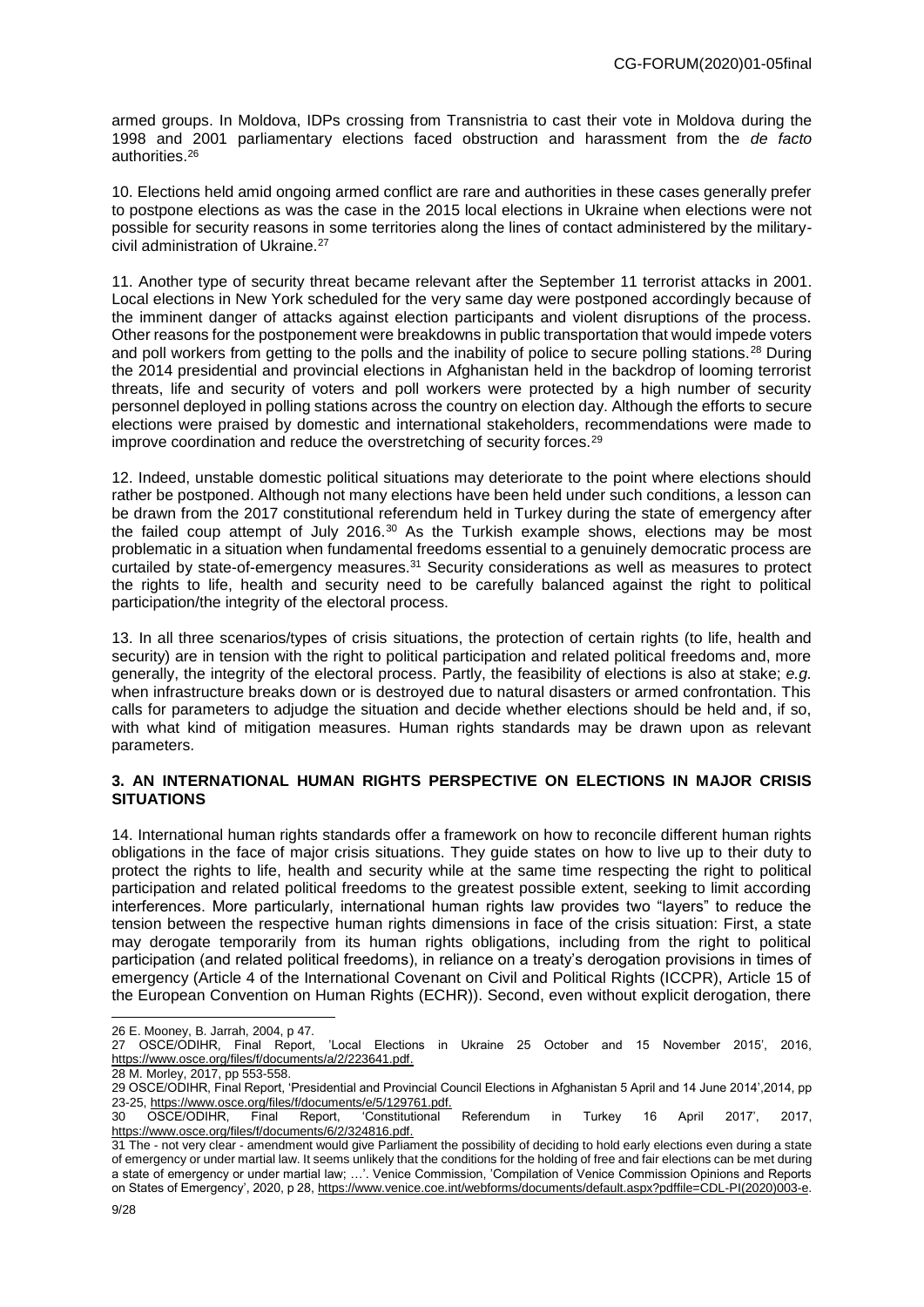armed groups. In Moldova, IDPs crossing from Transnistria to cast their vote in Moldova during the 1998 and 2001 parliamentary elections faced obstruction and harassment from the *de facto* authorities.[26]

10. Elections held amid ongoing armed conflict are rare and authorities in these cases generally prefer to postpone elections as was the case in the 2015 local elections in Ukraine when elections were not possible for security reasons in some territories along the lines of contact administered by the military-civil administration of Ukraine.[27]

11. Another type of security threat became relevant after the September 11 terrorist attacks in 2001. Local elections in New York scheduled for the very same day were postponed accordingly because of the imminent danger of attacks against election participants and violent disruptions of the process. Other reasons for the postponement were breakdowns in public transportation that would impede voters and poll workers from getting to the polls and the inability of police to secure polling stations.[28] During the 2014 presidential and provincial elections in Afghanistan held in the backdrop of looming terrorist threats, life and security of voters and poll workers were protected by a high number of security personnel deployed in polling stations across the country on election day. Although the efforts to secure elections were praised by domestic and international stakeholders, recommendations were made to improve coordination and reduce the overstretching of security forces.[29]

12. Indeed, unstable domestic political situations may deteriorate to the point where elections should rather be postponed. Although not many elections have been held under such conditions, a lesson can be drawn from the 2017 constitutional referendum held in Turkey during the state of emergency after the failed coup attempt of July 2016.[30] As the Turkish example shows, elections may be most problematic in a situation when fundamental freedoms essential to a genuinely democratic process are curtailed by state-of-emergency measures.[31] Security considerations as well as measures to protect the rights to life, health and security need to be carefully balanced against the right to political participation/the integrity of the electoral process.

13. In all three scenarios/types of crisis situations, the protection of certain rights (to life, health and security) are in tension with the right to political participation and related political freedoms and, more generally, the integrity of the electoral process. Partly, the feasibility of elections is also at stake; *e.g.* when infrastructure breaks down or is destroyed due to natural disasters or armed confrontation. This calls for parameters to adjudge the situation and decide whether elections should be held and, if so, with what kind of mitigation measures. Human rights standards may be drawn upon as relevant parameters.

## 3. AN INTERNATIONAL HUMAN RIGHTS PERSPECTIVE ON ELECTIONS IN MAJOR CRISIS SITUATIONS

14. International human rights standards offer a framework on how to reconcile different human rights obligations in the face of major crisis situations. They guide states on how to live up to their duty to protect the rights to life, health and security while at the same time respecting the right to political participation and related political freedoms to the greatest possible extent, seeking to limit according interferences. More particularly, international human rights law provides two "layers" to reduce the tension between the respective human rights dimensions in face of the crisis situation: First, a state may derogate temporarily from its human rights obligations, including from the right to political participation (and related political freedoms), in reliance on a treaty's derogation provisions in times of emergency (Article 4 of the International Covenant on Civil and Political Rights (ICCPR), Article 15 of the European Convention on Human Rights (ECHR)). Second, even without explicit derogation, there

---

26 E. Mooney, B. Jarrah, 2004, p 47.

27 OSCE/ODIHR, Final Report, 'Local Elections in Ukraine 25 October and 15 November 2015', 2016, https://www.osce.org/files/f/documents/a/2/223641.pdf.

28 M. Morley, 2017, pp 553-558.

29 OSCE/ODIHR, Final Report, 'Presidential and Provincial Council Elections in Afghanistan 5 April and 14 June 2014',2014, pp 23-25, https://www.osce.org/files/f/documents/e/5/129761.pdf.

30 OSCE/ODIHR, Final Report, 'Constitutional Referendum in Turkey 16 April 2017', 2017, https://www.osce.org/files/f/documents/6/2/324816.pdf.

31 The - not very clear - amendment would give Parliament the possibility of deciding to hold early elections even during a state of emergency or under martial law. It seems unlikely that the conditions for the holding of free and fair elections can be met during a state of emergency or under martial law; …'. Venice Commission, 'Compilation of Venice Commission Opinions and Reports on States of Emergency', 2020, p 28, https://www.venice.coe.int/webforms/documents/default.aspx?pdffile=CDL-PI(2020)003-e.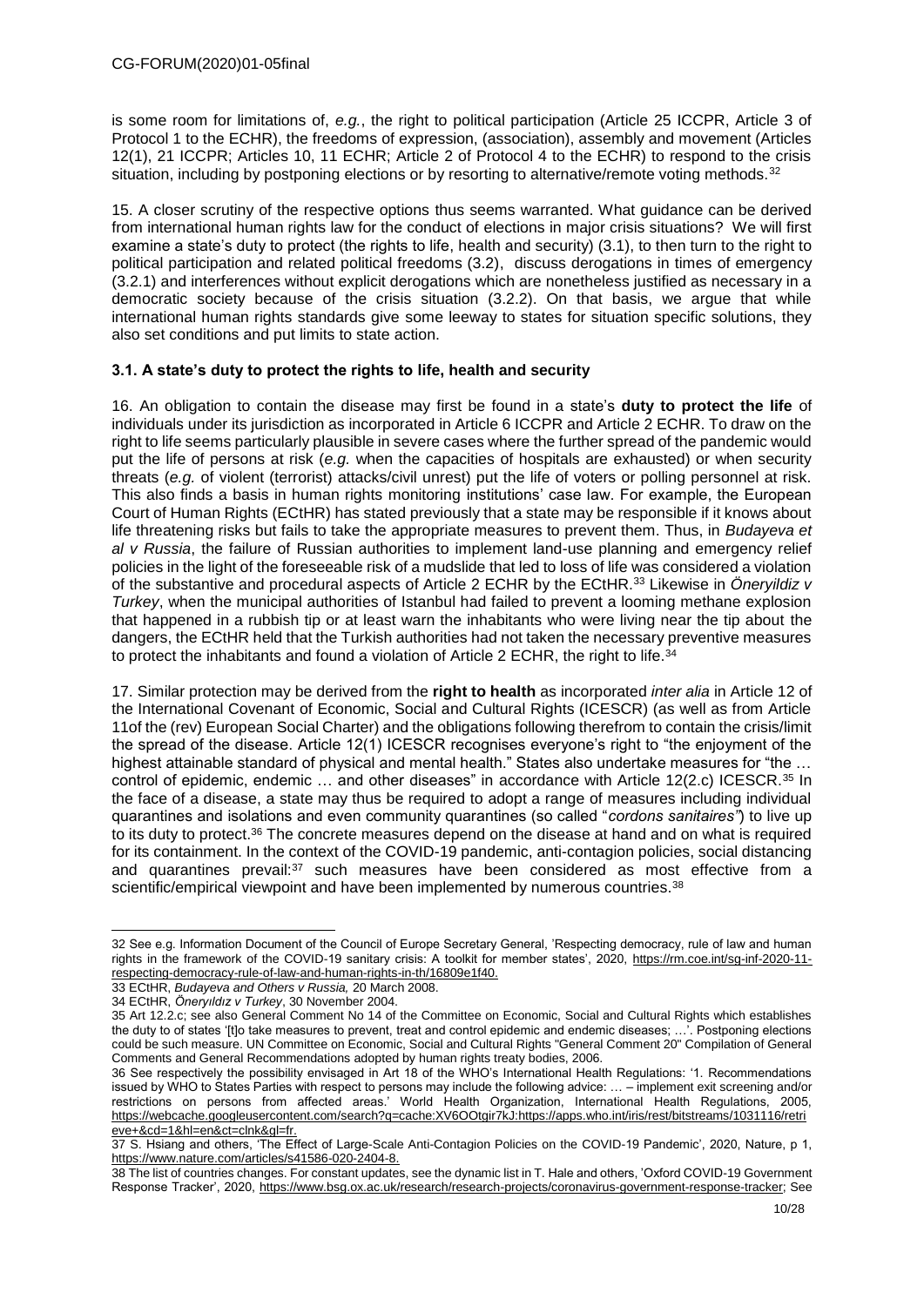is some room for limitations of, *e.g.*, the right to political participation (Article 25 ICCPR, Article 3 of Protocol 1 to the ECHR), the freedoms of expression, (association), assembly and movement (Articles 12(1), 21 ICCPR; Articles 10, 11 ECHR; Article 2 of Protocol 4 to the ECHR) to respond to the crisis situation, including by postponing elections or by resorting to alternative/remote voting methods.[32]

15. A closer scrutiny of the respective options thus seems warranted. What guidance can be derived from international human rights law for the conduct of elections in major crisis situations? We will first examine a state's duty to protect (the rights to life, health and security) (3.1), to then turn to the right to political participation and related political freedoms (3.2), discuss derogations in times of emergency (3.2.1) and interferences without explicit derogations which are nonetheless justified as necessary in a democratic society because of the crisis situation (3.2.2). On that basis, we argue that while international human rights standards give some leeway to states for situation specific solutions, they also set conditions and put limits to state action.

### 3.1. A state's duty to protect the rights to life, health and security

16. An obligation to contain the disease may first be found in a state's **duty to protect the life** of individuals under its jurisdiction as incorporated in Article 6 ICCPR and Article 2 ECHR. To draw on the right to life seems particularly plausible in severe cases where the further spread of the pandemic would put the life of persons at risk (*e.g.* when the capacities of hospitals are exhausted) or when security threats (*e.g.* of violent (terrorist) attacks/civil unrest) put the life of voters or polling personnel at risk. This also finds a basis in human rights monitoring institutions' case law. For example, the European Court of Human Rights (ECtHR) has stated previously that a state may be responsible if it knows about life threatening risks but fails to take the appropriate measures to prevent them. Thus, in *Budayeva et al v Russia*, the failure of Russian authorities to implement land-use planning and emergency relief policies in the light of the foreseeable risk of a mudslide that led to loss of life was considered a violation of the substantive and procedural aspects of Article 2 ECHR by the ECtHR.[33] Likewise in *Öneryildiz v Turkey*, when the municipal authorities of Istanbul had failed to prevent a looming methane explosion that happened in a rubbish tip or at least warn the inhabitants who were living near the tip about the dangers, the ECtHR held that the Turkish authorities had not taken the necessary preventive measures to protect the inhabitants and found a violation of Article 2 ECHR, the right to life.[34]

17. Similar protection may be derived from the **right to health** as incorporated *inter alia* in Article 12 of the International Covenant of Economic, Social and Cultural Rights (ICESCR) (as well as from Article 11of the (rev) European Social Charter) and the obligations following therefrom to contain the crisis/limit the spread of the disease. Article 12(1) ICESCR recognises everyone's right to "the enjoyment of the highest attainable standard of physical and mental health." States also undertake measures for "the … control of epidemic, endemic … and other diseases" in accordance with Article 12(2.c) ICESCR.[35] In the face of a disease, a state may thus be required to adopt a range of measures including individual quarantines and isolations and even community quarantines (so called "*cordons sanitaires*") to live up to its duty to protect.[36] The concrete measures depend on the disease at hand and on what is required for its containment. In the context of the COVID-19 pandemic, anti-contagion policies, social distancing and quarantines prevail:[37] such measures have been considered as most effective from a scientific/empirical viewpoint and have been implemented by numerous countries.[38]

---

32 See e.g. Information Document of the Council of Europe Secretary General, 'Respecting democracy, rule of law and human rights in the framework of the COVID-19 sanitary crisis: A toolkit for member states', 2020, https://rm.coe.int/sg-inf-2020-11-respecting-democracy-rule-of-law-and-human-rights-in-th/16809e1f40.

33 ECtHR, *Budayeva and Others v Russia,* 20 March 2008.

34 ECtHR, *Öneryıldız v Turkey*, 30 November 2004.

35 Art 12.2.c; see also General Comment No 14 of the Committee on Economic, Social and Cultural Rights which establishes the duty to of states '[t]o take measures to prevent, treat and control epidemic and endemic diseases; …'. Postponing elections could be such measure. UN Committee on Economic, Social and Cultural Rights "General Comment 20" Compilation of General Comments and General Recommendations adopted by human rights treaty bodies, 2006.

36 See respectively the possibility envisaged in Art 18 of the WHO's International Health Regulations: '1. Recommendations issued by WHO to States Parties with respect to persons may include the following advice: … – implement exit screening and/or restrictions on persons from affected areas.' World Health Organization, International Health Regulations, 2005, https://webcache.googleusercontent.com/search?q=cache:XV6OOtgir7kJ:https://apps.who.int/iris/rest/bitstreams/1031116/retrieve+&cd=1&hl=en&ct=clnk&gl=fr.

37 S. Hsiang and others, 'The Effect of Large-Scale Anti-Contagion Policies on the COVID-19 Pandemic', 2020, Nature, p 1, https://www.nature.com/articles/s41586-020-2404-8.

38 The list of countries changes. For constant updates, see the dynamic list in T. Hale and others, 'Oxford COVID-19 Government Response Tracker', 2020, https://www.bsg.ox.ac.uk/research/research-projects/coronavirus-government-response-tracker; See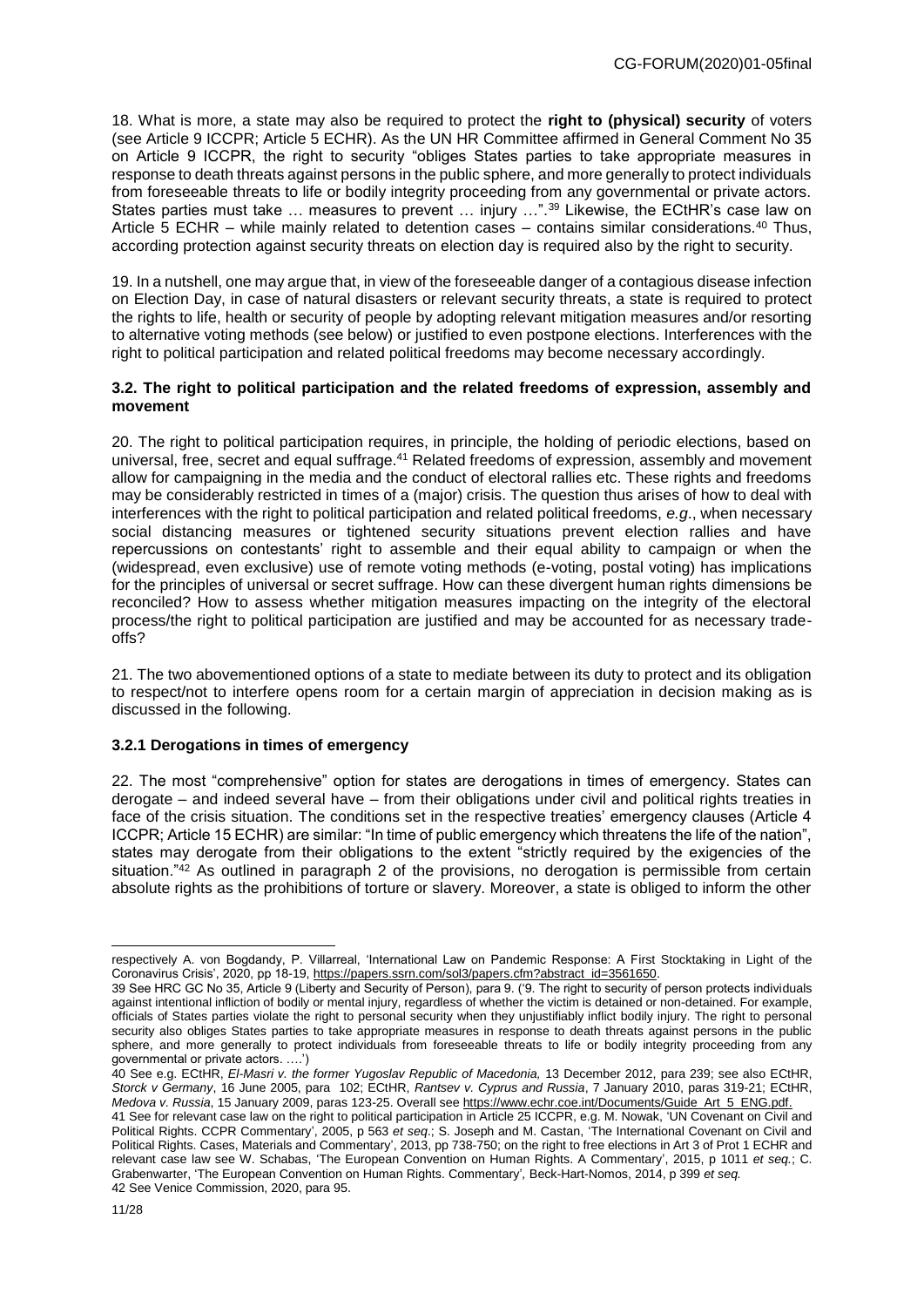18. What is more, a state may also be required to protect the **right to (physical) security** of voters (see Article 9 ICCPR; Article 5 ECHR). As the UN HR Committee affirmed in General Comment No 35 on Article 9 ICCPR, the right to security "obliges States parties to take appropriate measures in response to death threats against persons in the public sphere, and more generally to protect individuals from foreseeable threats to life or bodily integrity proceeding from any governmental or private actors. States parties must take … measures to prevent … injury …".[39] Likewise, the ECtHR's case law on Article 5 ECHR – while mainly related to detention cases – contains similar considerations.[40] Thus, according protection against security threats on election day is required also by the right to security.

19. In a nutshell, one may argue that, in view of the foreseeable danger of a contagious disease infection on Election Day, in case of natural disasters or relevant security threats, a state is required to protect the rights to life, health or security of people by adopting relevant mitigation measures and/or resorting to alternative voting methods (see below) or justified to even postpone elections. Interferences with the right to political participation and related political freedoms may become necessary accordingly.

### 3.2. The right to political participation and the related freedoms of expression, assembly and movement

20. The right to political participation requires, in principle, the holding of periodic elections, based on universal, free, secret and equal suffrage.[41] Related freedoms of expression, assembly and movement allow for campaigning in the media and the conduct of electoral rallies etc. These rights and freedoms may be considerably restricted in times of a (major) crisis. The question thus arises of how to deal with interferences with the right to political participation and related political freedoms, *e.g.*, when necessary social distancing measures or tightened security situations prevent election rallies and have repercussions on contestants' right to assemble and their equal ability to campaign or when the (widespread, even exclusive) use of remote voting methods (e-voting, postal voting) has implications for the principles of universal or secret suffrage. How can these divergent human rights dimensions be reconciled? How to assess whether mitigation measures impacting on the integrity of the electoral process/the right to political participation are justified and may be accounted for as necessary trade-offs?

21. The two abovementioned options of a state to mediate between its duty to protect and its obligation to respect/not to interfere opens room for a certain margin of appreciation in decision making as is discussed in the following.

#### 3.2.1 Derogations in times of emergency

22. The most "comprehensive" option for states are derogations in times of emergency. States can derogate – and indeed several have – from their obligations under civil and political rights treaties in face of the crisis situation. The conditions set in the respective treaties' emergency clauses (Article 4 ICCPR; Article 15 ECHR) are similar: "In time of public emergency which threatens the life of the nation", states may derogate from their obligations to the extent "strictly required by the exigencies of the situation."[42] As outlined in paragraph 2 of the provisions, no derogation is permissible from certain absolute rights as the prohibitions of torture or slavery. Moreover, a state is obliged to inform the other

---

respectively A. von Bogdandy, P. Villarreal, 'International Law on Pandemic Response: A First Stocktaking in Light of the Coronavirus Crisis', 2020, pp 18-19, https://papers.ssrn.com/sol3/papers.cfm?abstract_id=3561650.

39 See HRC GC No 35, Article 9 (Liberty and Security of Person), para 9. ('9. The right to security of person protects individuals against intentional infliction of bodily or mental injury, regardless of whether the victim is detained or non-detained. For example, officials of States parties violate the right to personal security when they unjustifiably inflict bodily injury. The right to personal security also obliges States parties to take appropriate measures in response to death threats against persons in the public sphere, and more generally to protect individuals from foreseeable threats to life or bodily integrity proceeding from any governmental or private actors. ….')

40 See e.g. ECtHR, *El-Masri v. the former Yugoslav Republic of Macedonia,* 13 December 2012, para 239; see also ECtHR, *Storck v Germany*, 16 June 2005, para 102; ECtHR, *Rantsev v. Cyprus and Russia*, 7 January 2010, paras 319-21; ECtHR, *Medova v. Russia*, 15 January 2009, paras 123-25. Overall see https://www.echr.coe.int/Documents/Guide_Art_5_ENG.pdf.

41 See for relevant case law on the right to political participation in Article 25 ICCPR, e.g. M. Nowak, 'UN Covenant on Civil and Political Rights. CCPR Commentary', 2005, p 563 *et seq*.; S. Joseph and M. Castan, 'The International Covenant on Civil and Political Rights. Cases, Materials and Commentary', 2013, pp 738-750; on the right to free elections in Art 3 of Prot 1 ECHR and relevant case law see W. Schabas, 'The European Convention on Human Rights. A Commentary', 2015, p 1011 *et seq.*; C. Grabenwarter, 'The European Convention on Human Rights. Commentary', Beck-Hart-Nomos, 2014, p 399 *et seq.*

42 See Venice Commission, 2020, para 95.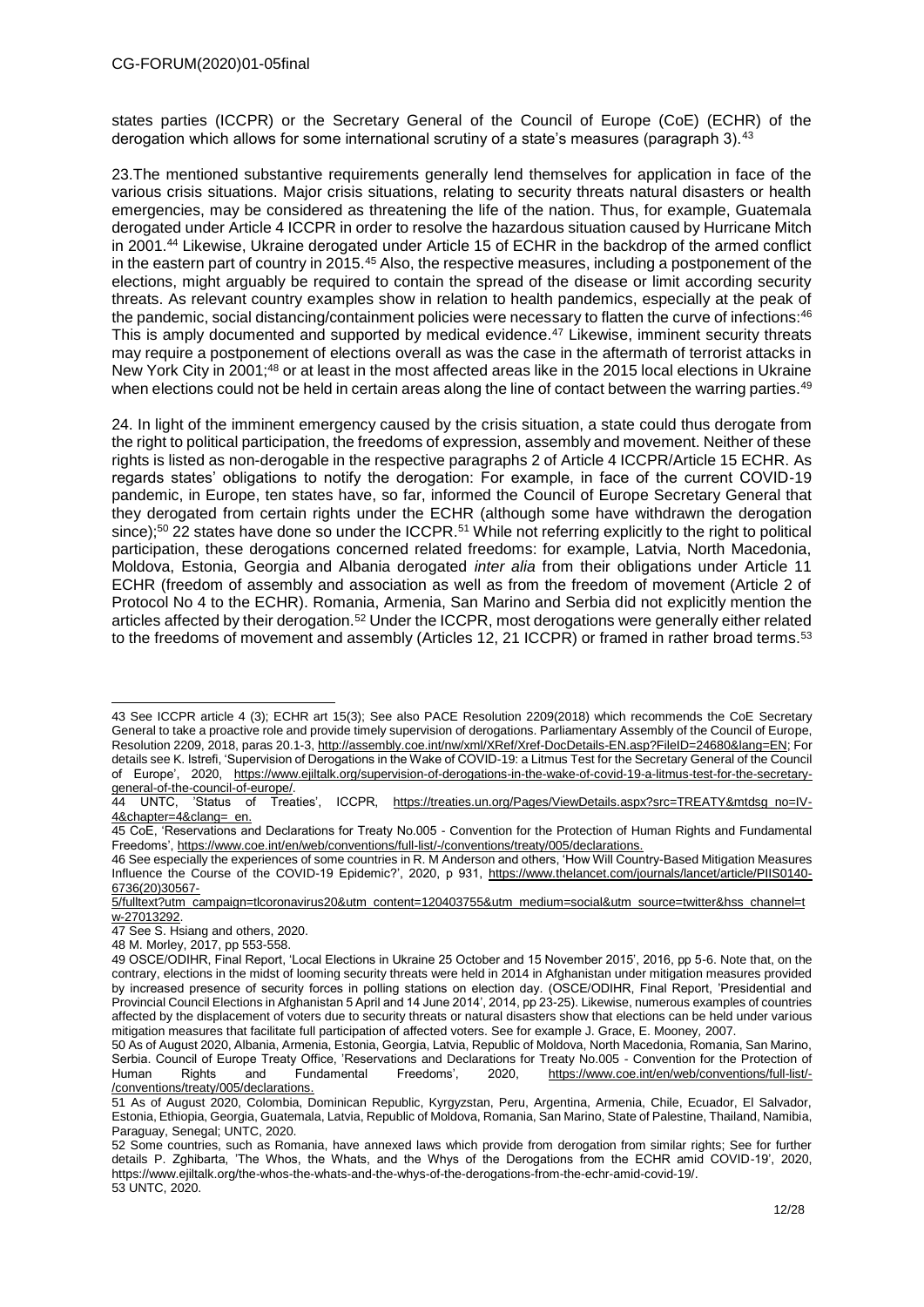states parties (ICCPR) or the Secretary General of the Council of Europe (CoE) (ECHR) of the derogation which allows for some international scrutiny of a state's measures (paragraph 3).[43]

23.The mentioned substantive requirements generally lend themselves for application in face of the various crisis situations. Major crisis situations, relating to security threats natural disasters or health emergencies, may be considered as threatening the life of the nation. Thus, for example, Guatemala derogated under Article 4 ICCPR in order to resolve the hazardous situation caused by Hurricane Mitch in 2001.[44] Likewise, Ukraine derogated under Article 15 of ECHR in the backdrop of the armed conflict in the eastern part of country in 2015.[45] Also, the respective measures, including a postponement of the elections, might arguably be required to contain the spread of the disease or limit according security threats. As relevant country examples show in relation to health pandemics, especially at the peak of the pandemic, social distancing/containment policies were necessary to flatten the curve of infections:[46] This is amply documented and supported by medical evidence.[47] Likewise, imminent security threats may require a postponement of elections overall as was the case in the aftermath of terrorist attacks in New York City in 2001;[48] or at least in the most affected areas like in the 2015 local elections in Ukraine when elections could not be held in certain areas along the line of contact between the warring parties.[49]

24. In light of the imminent emergency caused by the crisis situation, a state could thus derogate from the right to political participation, the freedoms of expression, assembly and movement. Neither of these rights is listed as non-derogable in the respective paragraphs 2 of Article 4 ICCPR/Article 15 ECHR. As regards states' obligations to notify the derogation: For example, in face of the current COVID-19 pandemic, in Europe, ten states have, so far, informed the Council of Europe Secretary General that they derogated from certain rights under the ECHR (although some have withdrawn the derogation since);[50] 22 states have done so under the ICCPR.[51] While not referring explicitly to the right to political participation, these derogations concerned related freedoms: for example, Latvia, North Macedonia, Moldova, Estonia, Georgia and Albania derogated *inter alia* from their obligations under Article 11 ECHR (freedom of assembly and association as well as from the freedom of movement (Article 2 of Protocol No 4 to the ECHR). Romania, Armenia, San Marino and Serbia did not explicitly mention the articles affected by their derogation.[52] Under the ICCPR, most derogations were generally either related to the freedoms of movement and assembly (Articles 12, 21 ICCPR) or framed in rather broad terms.[53]

---

43 See ICCPR article 4 (3); ECHR art 15(3); See also PACE Resolution 2209(2018) which recommends the CoE Secretary General to take a proactive role and provide timely supervision of derogations. Parliamentary Assembly of the Council of Europe, Resolution 2209, 2018, paras 20.1-3, http://assembly.coe.int/nw/xml/XRef/Xref-DocDetails-EN.asp?FileID=24680&lang=EN; For details see K. Istrefi, 'Supervision of Derogations in the Wake of COVID-19: a Litmus Test for the Secretary General of the Council of Europe', 2020, https://www.ejiltalk.org/supervision-of-derogations-in-the-wake-of-covid-19-a-litmus-test-for-the-secretary-general-of-the-council-of-europe/.

44 UNTC, 'Status of Treaties', ICCPR, https://treaties.un.org/Pages/ViewDetails.aspx?src=TREATY&mtdsg_no=IV-4&chapter=4&clang=_en.

45 CoE, 'Reservations and Declarations for Treaty No.005 - Convention for the Protection of Human Rights and Fundamental Freedoms', https://www.coe.int/en/web/conventions/full-list/-/conventions/treaty/005/declarations.

46 See especially the experiences of some countries in R. M Anderson and others, 'How Will Country-Based Mitigation Measures Influence the Course of the COVID-19 Epidemic?', 2020, p 931, https://www.thelancet.com/journals/lancet/article/PIIS0140-6736(20)30567-5/fulltext?utm_campaign=tlcoronavirus20&utm_content=120403755&utm_medium=social&utm_source=twitter&hss_channel=tw-27013292.

47 See S. Hsiang and others, 2020.

48 M. Morley, 2017, pp 553-558.

49 OSCE/ODIHR, Final Report, 'Local Elections in Ukraine 25 October and 15 November 2015', 2016, pp 5-6. Note that, on the contrary, elections in the midst of looming security threats were held in 2014 in Afghanistan under mitigation measures provided by increased presence of security forces in polling stations on election day. (OSCE/ODIHR, Final Report, 'Presidential and Provincial Council Elections in Afghanistan 5 April and 14 June 2014', 2014, pp 23-25). Likewise, numerous examples of countries affected by the displacement of voters due to security threats or natural disasters show that elections can be held under various mitigation measures that facilitate full participation of affected voters. See for example J. Grace, E. Mooney, 2007.

50 As of August 2020, Albania, Armenia, Estonia, Georgia, Latvia, Republic of Moldova, North Macedonia, Romania, San Marino, Serbia. Council of Europe Treaty Office, 'Reservations and Declarations for Treaty No.005 - Convention for the Protection of Human Rights and Fundamental Freedoms', 2020, https://www.coe.int/en/web/conventions/full-list/-/conventions/treaty/005/declarations.

51 As of August 2020, Colombia, Dominican Republic, Kyrgyzstan, Peru, Argentina, Armenia, Chile, Ecuador, El Salvador, Estonia, Ethiopia, Georgia, Guatemala, Latvia, Republic of Moldova, Romania, San Marino, State of Palestine, Thailand, Namibia, Paraguay, Senegal; UNTC, 2020.

52 Some countries, such as Romania, have annexed laws which provide from derogation from similar rights; See for further details P. Zghibarta, 'The Whos, the Whats, and the Whys of the Derogations from the ECHR amid COVID-19', 2020, https://www.ejiltalk.org/the-whos-the-whats-and-the-whys-of-the-derogations-from-the-echr-amid-covid-19/.

53 UNTC, 2020.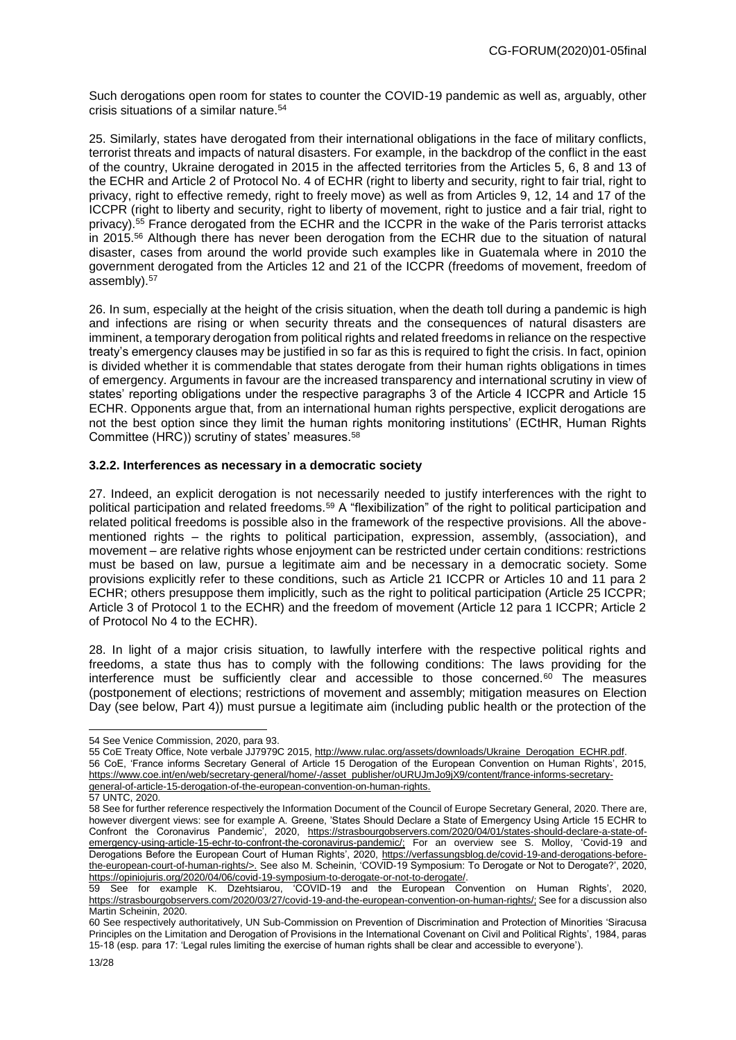Such derogations open room for states to counter the COVID-19 pandemic as well as, arguably, other crisis situations of a similar nature.[54]

25. Similarly, states have derogated from their international obligations in the face of military conflicts, terrorist threats and impacts of natural disasters. For example, in the backdrop of the conflict in the east of the country, Ukraine derogated in 2015 in the affected territories from the Articles 5, 6, 8 and 13 of the ECHR and Article 2 of Protocol No. 4 of ECHR (right to liberty and security, right to fair trial, right to privacy, right to effective remedy, right to freely move) as well as from Articles 9, 12, 14 and 17 of the ICCPR (right to liberty and security, right to liberty of movement, right to justice and a fair trial, right to privacy).[55] France derogated from the ECHR and the ICCPR in the wake of the Paris terrorist attacks in 2015.[56] Although there has never been derogation from the ECHR due to the situation of natural disaster, cases from around the world provide such examples like in Guatemala where in 2010 the government derogated from the Articles 12 and 21 of the ICCPR (freedoms of movement, freedom of assembly).[57]

26. In sum, especially at the height of the crisis situation, when the death toll during a pandemic is high and infections are rising or when security threats and the consequences of natural disasters are imminent, a temporary derogation from political rights and related freedoms in reliance on the respective treaty's emergency clauses may be justified in so far as this is required to fight the crisis. In fact, opinion is divided whether it is commendable that states derogate from their human rights obligations in times of emergency. Arguments in favour are the increased transparency and international scrutiny in view of states' reporting obligations under the respective paragraphs 3 of the Article 4 ICCPR and Article 15 ECHR. Opponents argue that, from an international human rights perspective, explicit derogations are not the best option since they limit the human rights monitoring institutions' (ECtHR, Human Rights Committee (HRC)) scrutiny of states' measures.[58]

### 3.2.2. Interferences as necessary in a democratic society

27. Indeed, an explicit derogation is not necessarily needed to justify interferences with the right to political participation and related freedoms.[59] A "flexibilization" of the right to political participation and related political freedoms is possible also in the framework of the respective provisions. All the above-mentioned rights – the rights to political participation, expression, assembly, (association), and movement – are relative rights whose enjoyment can be restricted under certain conditions: restrictions must be based on law, pursue a legitimate aim and be necessary in a democratic society. Some provisions explicitly refer to these conditions, such as Article 21 ICCPR or Articles 10 and 11 para 2 ECHR; others presuppose them implicitly, such as the right to political participation (Article 25 ICCPR; Article 3 of Protocol 1 to the ECHR) and the freedom of movement (Article 12 para 1 ICCPR; Article 2 of Protocol No 4 to the ECHR).

28. In light of a major crisis situation, to lawfully interfere with the respective political rights and freedoms, a state thus has to comply with the following conditions: The laws providing for the interference must be sufficiently clear and accessible to those concerned.[60] The measures (postponement of elections; restrictions of movement and assembly; mitigation measures on Election Day (see below, Part 4)) must pursue a legitimate aim (including public health or the protection of the

---

54 See Venice Commission, 2020, para 93.

55 CoE Treaty Office, Note verbale JJ7979C 2015, http://www.rulac.org/assets/downloads/Ukraine_Derogation_ECHR.pdf.

56 CoE, 'France informs Secretary General of Article 15 Derogation of the European Convention on Human Rights', 2015, https://www.coe.int/en/web/secretary-general/home/-/asset_publisher/oURUJmJo9jX9/content/france-informs-secretary-general-of-article-15-derogation-of-the-european-convention-on-human-rights.

57 UNTC, 2020.

58 See for further reference respectively the Information Document of the Council of Europe Secretary General, 2020. There are, however divergent views: see for example A. Greene, 'States Should Declare a State of Emergency Using Article 15 ECHR to Confront the Coronavirus Pandemic', 2020, https://strasbourgobservers.com/2020/04/01/states-should-declare-a-state-of-emergency-using-article-15-echr-to-confront-the-coronavirus-pandemic/; For an overview see S. Molloy, 'Covid-19 and Derogations Before the European Court of Human Rights', 2020, https://verfassungsblog.de/covid-19-and-derogations-before-the-european-court-of-human-rights/>. See also M. Scheinin, 'COVID-19 Symposium: To Derogate or Not to Derogate?', 2020, https://opiniojuris.org/2020/04/06/covid-19-symposium-to-derogate-or-not-to-derogate/.

59 See for example K. Dzehtsiarou, 'COVID-19 and the European Convention on Human Rights', 2020, https://strasbourgobservers.com/2020/03/27/covid-19-and-the-european-convention-on-human-rights/; See for a discussion also Martin Scheinin, 2020.

60 See respectively authoritatively, UN Sub-Commission on Prevention of Discrimination and Protection of Minorities 'Siracusa Principles on the Limitation and Derogation of Provisions in the International Covenant on Civil and Political Rights', 1984, paras 15-18 (esp. para 17: 'Legal rules limiting the exercise of human rights shall be clear and accessible to everyone').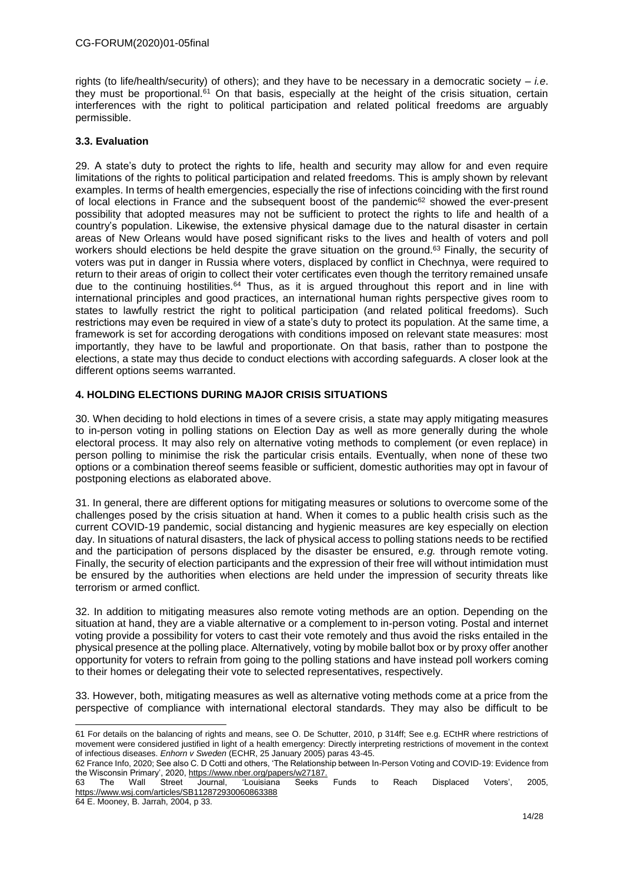rights (to life/health/security) of others); and they have to be necessary in a democratic society – *i.e*. they must be proportional.[61] On that basis, especially at the height of the crisis situation, certain interferences with the right to political participation and related political freedoms are arguably permissible.

### 3.3. Evaluation

29. A state's duty to protect the rights to life, health and security may allow for and even require limitations of the rights to political participation and related freedoms. This is amply shown by relevant examples. In terms of health emergencies, especially the rise of infections coinciding with the first round of local elections in France and the subsequent boost of the pandemic[62] showed the ever-present possibility that adopted measures may not be sufficient to protect the rights to life and health of a country's population. Likewise, the extensive physical damage due to the natural disaster in certain areas of New Orleans would have posed significant risks to the lives and health of voters and poll workers should elections be held despite the grave situation on the ground.[63] Finally, the security of voters was put in danger in Russia where voters, displaced by conflict in Chechnya, were required to return to their areas of origin to collect their voter certificates even though the territory remained unsafe due to the continuing hostilities.[64] Thus, as it is argued throughout this report and in line with international principles and good practices, an international human rights perspective gives room to states to lawfully restrict the right to political participation (and related political freedoms). Such restrictions may even be required in view of a state's duty to protect its population. At the same time, a framework is set for according derogations with conditions imposed on relevant state measures: most importantly, they have to be lawful and proportionate. On that basis, rather than to postpone the elections, a state may thus decide to conduct elections with according safeguards. A closer look at the different options seems warranted.

## 4. HOLDING ELECTIONS DURING MAJOR CRISIS SITUATIONS

30. When deciding to hold elections in times of a severe crisis, a state may apply mitigating measures to in-person voting in polling stations on Election Day as well as more generally during the whole electoral process. It may also rely on alternative voting methods to complement (or even replace) in person polling to minimise the risk the particular crisis entails. Eventually, when none of these two options or a combination thereof seems feasible or sufficient, domestic authorities may opt in favour of postponing elections as elaborated above.

31. In general, there are different options for mitigating measures or solutions to overcome some of the challenges posed by the crisis situation at hand. When it comes to a public health crisis such as the current COVID-19 pandemic, social distancing and hygienic measures are key especially on election day. In situations of natural disasters, the lack of physical access to polling stations needs to be rectified and the participation of persons displaced by the disaster be ensured, *e.g.* through remote voting. Finally, the security of election participants and the expression of their free will without intimidation must be ensured by the authorities when elections are held under the impression of security threats like terrorism or armed conflict.

32. In addition to mitigating measures also remote voting methods are an option. Depending on the situation at hand, they are a viable alternative or a complement to in-person voting. Postal and internet voting provide a possibility for voters to cast their vote remotely and thus avoid the risks entailed in the physical presence at the polling place. Alternatively, voting by mobile ballot box or by proxy offer another opportunity for voters to refrain from going to the polling stations and have instead poll workers coming to their homes or delegating their vote to selected representatives, respectively.

33. However, both, mitigating measures as well as alternative voting methods come at a price from the perspective of compliance with international electoral standards. They may also be difficult to be

---

61 For details on the balancing of rights and means, see O. De Schutter, 2010, p 314ff; See e.g. ECtHR where restrictions of movement were considered justified in light of a health emergency: Directly interpreting restrictions of movement in the context of infectious diseases. *Enhorn v Sweden* (ECHR, 25 January 2005) paras 43-45.

62 France Info, 2020; See also C. D Cotti and others, 'The Relationship between In-Person Voting and COVID-19: Evidence from the Wisconsin Primary', 2020, https://www.nber.org/papers/w27187.

63 The Wall Street Journal, 'Louisiana Seeks Funds to Reach Displaced Voters', 2005, https://www.wsj.com/articles/SB112872930060863388

64 E. Mooney, B. Jarrah, 2004, p 33.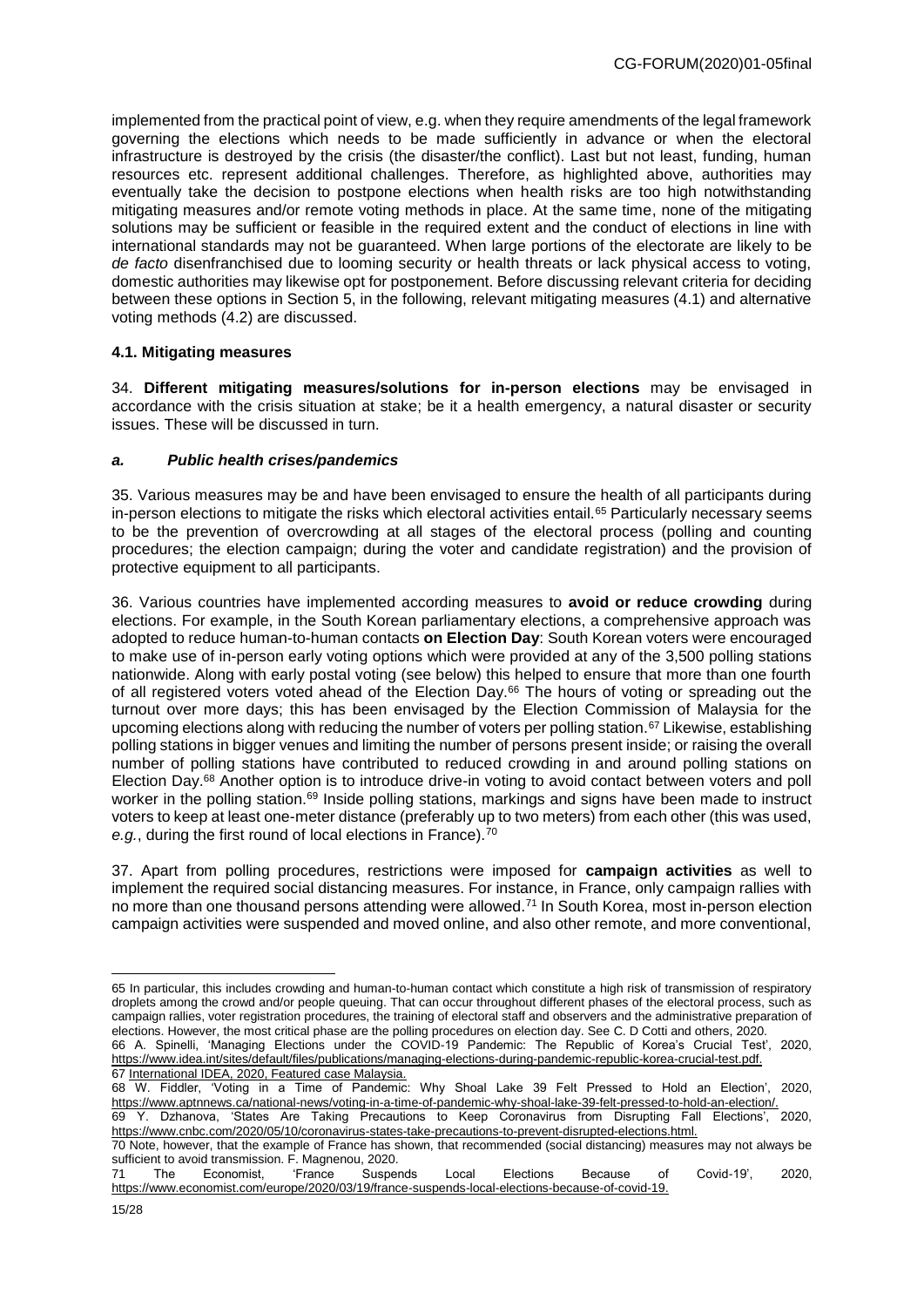implemented from the practical point of view, e.g. when they require amendments of the legal framework governing the elections which needs to be made sufficiently in advance or when the electoral infrastructure is destroyed by the crisis (the disaster/the conflict). Last but not least, funding, human resources etc. represent additional challenges. Therefore, as highlighted above, authorities may eventually take the decision to postpone elections when health risks are too high notwithstanding mitigating measures and/or remote voting methods in place. At the same time, none of the mitigating solutions may be sufficient or feasible in the required extent and the conduct of elections in line with international standards may not be guaranteed. When large portions of the electorate are likely to be *de facto* disenfranchised due to looming security or health threats or lack physical access to voting, domestic authorities may likewise opt for postponement. Before discussing relevant criteria for deciding between these options in Section 5, in the following, relevant mitigating measures (4.1) and alternative voting methods (4.2) are discussed.

### 4.1. Mitigating measures

34. **Different mitigating measures/solutions for in-person elections** may be envisaged in accordance with the crisis situation at stake; be it a health emergency, a natural disaster or security issues. These will be discussed in turn.

#### *a. Public health crises/pandemics*

35. Various measures may be and have been envisaged to ensure the health of all participants during in-person elections to mitigate the risks which electoral activities entail.[65] Particularly necessary seems to be the prevention of overcrowding at all stages of the electoral process (polling and counting procedures; the election campaign; during the voter and candidate registration) and the provision of protective equipment to all participants.

36. Various countries have implemented according measures to **avoid or reduce crowding** during elections. For example, in the South Korean parliamentary elections, a comprehensive approach was adopted to reduce human-to-human contacts **on Election Day**: South Korean voters were encouraged to make use of in-person early voting options which were provided at any of the 3,500 polling stations nationwide. Along with early postal voting (see below) this helped to ensure that more than one fourth of all registered voters voted ahead of the Election Day.[66] The hours of voting or spreading out the turnout over more days; this has been envisaged by the Election Commission of Malaysia for the upcoming elections along with reducing the number of voters per polling station.[67] Likewise, establishing polling stations in bigger venues and limiting the number of persons present inside; or raising the overall number of polling stations have contributed to reduced crowding in and around polling stations on Election Day.[68] Another option is to introduce drive-in voting to avoid contact between voters and poll worker in the polling station.[69] Inside polling stations, markings and signs have been made to instruct voters to keep at least one-meter distance (preferably up to two meters) from each other (this was used, *e.g.*, during the first round of local elections in France).[70]

37. Apart from polling procedures, restrictions were imposed for **campaign activities** as well to implement the required social distancing measures. For instance, in France, only campaign rallies with no more than one thousand persons attending were allowed.[71] In South Korea, most in-person election campaign activities were suspended and moved online, and also other remote, and more conventional,

---

65 In particular, this includes crowding and human-to-human contact which constitute a high risk of transmission of respiratory droplets among the crowd and/or people queuing. That can occur throughout different phases of the electoral process, such as campaign rallies, voter registration procedures, the training of electoral staff and observers and the administrative preparation of elections. However, the most critical phase are the polling procedures on election day. See C. D Cotti and others, 2020.

66 A. Spinelli, 'Managing Elections under the COVID-19 Pandemic: The Republic of Korea's Crucial Test', 2020, https://www.idea.int/sites/default/files/publications/managing-elections-during-pandemic-republic-korea-crucial-test.pdf.

67 International IDEA, 2020, Featured case Malaysia.

68 W. Fiddler, 'Voting in a Time of Pandemic: Why Shoal Lake 39 Felt Pressed to Hold an Election', 2020, https://www.aptnnews.ca/national-news/voting-in-a-time-of-pandemic-why-shoal-lake-39-felt-pressed-to-hold-an-election/.

69 Y. Dzhanova, 'States Are Taking Precautions to Keep Coronavirus from Disrupting Fall Elections', 2020, https://www.cnbc.com/2020/05/10/coronavirus-states-take-precautions-to-prevent-disrupted-elections.html.

70 Note, however, that the example of France has shown, that recommended (social distancing) measures may not always be sufficient to avoid transmission. F. Magnenou, 2020.

71 The Economist, 'France Suspends Local Elections Because of Covid-19', 2020, https://www.economist.com/europe/2020/03/19/france-suspends-local-elections-because-of-covid-19.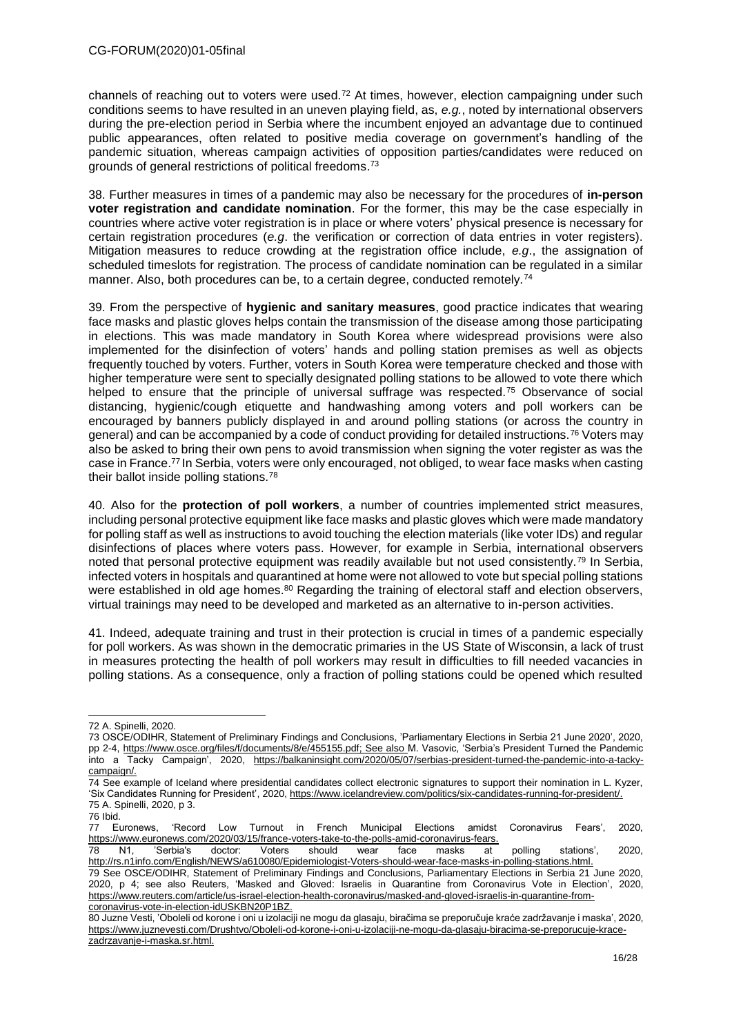channels of reaching out to voters were used.[72] At times, however, election campaigning under such conditions seems to have resulted in an uneven playing field, as, *e.g.*, noted by international observers during the pre-election period in Serbia where the incumbent enjoyed an advantage due to continued public appearances, often related to positive media coverage on government's handling of the pandemic situation, whereas campaign activities of opposition parties/candidates were reduced on grounds of general restrictions of political freedoms.[73]

38. Further measures in times of a pandemic may also be necessary for the procedures of **in-person voter registration and candidate nomination**. For the former, this may be the case especially in countries where active voter registration is in place or where voters' physical presence is necessary for certain registration procedures (*e.g*. the verification or correction of data entries in voter registers). Mitigation measures to reduce crowding at the registration office include, *e.g*., the assignation of scheduled timeslots for registration. The process of candidate nomination can be regulated in a similar manner. Also, both procedures can be, to a certain degree, conducted remotely.[74]

39. From the perspective of **hygienic and sanitary measures**, good practice indicates that wearing face masks and plastic gloves helps contain the transmission of the disease among those participating in elections. This was made mandatory in South Korea where widespread provisions were also implemented for the disinfection of voters' hands and polling station premises as well as objects frequently touched by voters. Further, voters in South Korea were temperature checked and those with higher temperature were sent to specially designated polling stations to be allowed to vote there which helped to ensure that the principle of universal suffrage was respected.[75] Observance of social distancing, hygienic/cough etiquette and handwashing among voters and poll workers can be encouraged by banners publicly displayed in and around polling stations (or across the country in general) and can be accompanied by a code of conduct providing for detailed instructions.[76] Voters may also be asked to bring their own pens to avoid transmission when signing the voter register as was the case in France.[77] In Serbia, voters were only encouraged, not obliged, to wear face masks when casting their ballot inside polling stations.[78]

40. Also for the **protection of poll workers**, a number of countries implemented strict measures, including personal protective equipment like face masks and plastic gloves which were made mandatory for polling staff as well as instructions to avoid touching the election materials (like voter IDs) and regular disinfections of places where voters pass. However, for example in Serbia, international observers noted that personal protective equipment was readily available but not used consistently.[79] In Serbia, infected voters in hospitals and quarantined at home were not allowed to vote but special polling stations were established in old age homes.[80] Regarding the training of electoral staff and election observers, virtual trainings may need to be developed and marketed as an alternative to in-person activities.

41. Indeed, adequate training and trust in their protection is crucial in times of a pandemic especially for poll workers. As was shown in the democratic primaries in the US State of Wisconsin, a lack of trust in measures protecting the health of poll workers may result in difficulties to fill needed vacancies in polling stations. As a consequence, only a fraction of polling stations could be opened which resulted

---

72 A. Spinelli, 2020.

73 OSCE/ODIHR, Statement of Preliminary Findings and Conclusions, 'Parliamentary Elections in Serbia 21 June 2020', 2020, pp 2-4, https://www.osce.org/files/f/documents/8/e/455155.pdf; See also M. Vasovic, 'Serbia's President Turned the Pandemic into a Tacky Campaign', 2020, https://balkaninsight.com/2020/05/07/serbias-president-turned-the-pandemic-into-a-tacky-campaign/.

74 See example of Iceland where presidential candidates collect electronic signatures to support their nomination in L. Kyzer, 'Six Candidates Running for President', 2020, https://www.icelandreview.com/politics/six-candidates-running-for-president/.

75 A. Spinelli, 2020, p 3.

76 Ibid.

77 Euronews, 'Record Low Turnout in French Municipal Elections amidst Coronavirus Fears', 2020, https://www.euronews.com/2020/03/15/france-voters-take-to-the-polls-amid-coronavirus-fears.

78 N1, 'Serbia's doctor: Voters should wear face masks at polling stations', 2020, http://rs.n1info.com/English/NEWS/a610080/Epidemiologist-Voters-should-wear-face-masks-in-polling-stations.html.

79 See OSCE/ODIHR, Statement of Preliminary Findings and Conclusions, Parliamentary Elections in Serbia 21 June 2020, 2020, p 4; see also Reuters, 'Masked and Gloved: Israelis in Quarantine from Coronavirus Vote in Election', 2020, https://www.reuters.com/article/us-israel-election-health-coronavirus/masked-and-gloved-israelis-in-quarantine-from-coronavirus-vote-in-election-idUSKBN20P1BZ.

80 Juzne Vesti, 'Oboleli od korone i oni u izolaciji ne mogu da glasaju, biračima se preporučuje kraće zadržavanje i maska', 2020, https://www.juznevesti.com/Drushtvo/Oboleli-od-korone-i-oni-u-izolaciji-ne-mogu-da-glasaju-biracima-se-preporucuje-krace-zadrzavanje-i-maska.sr.html.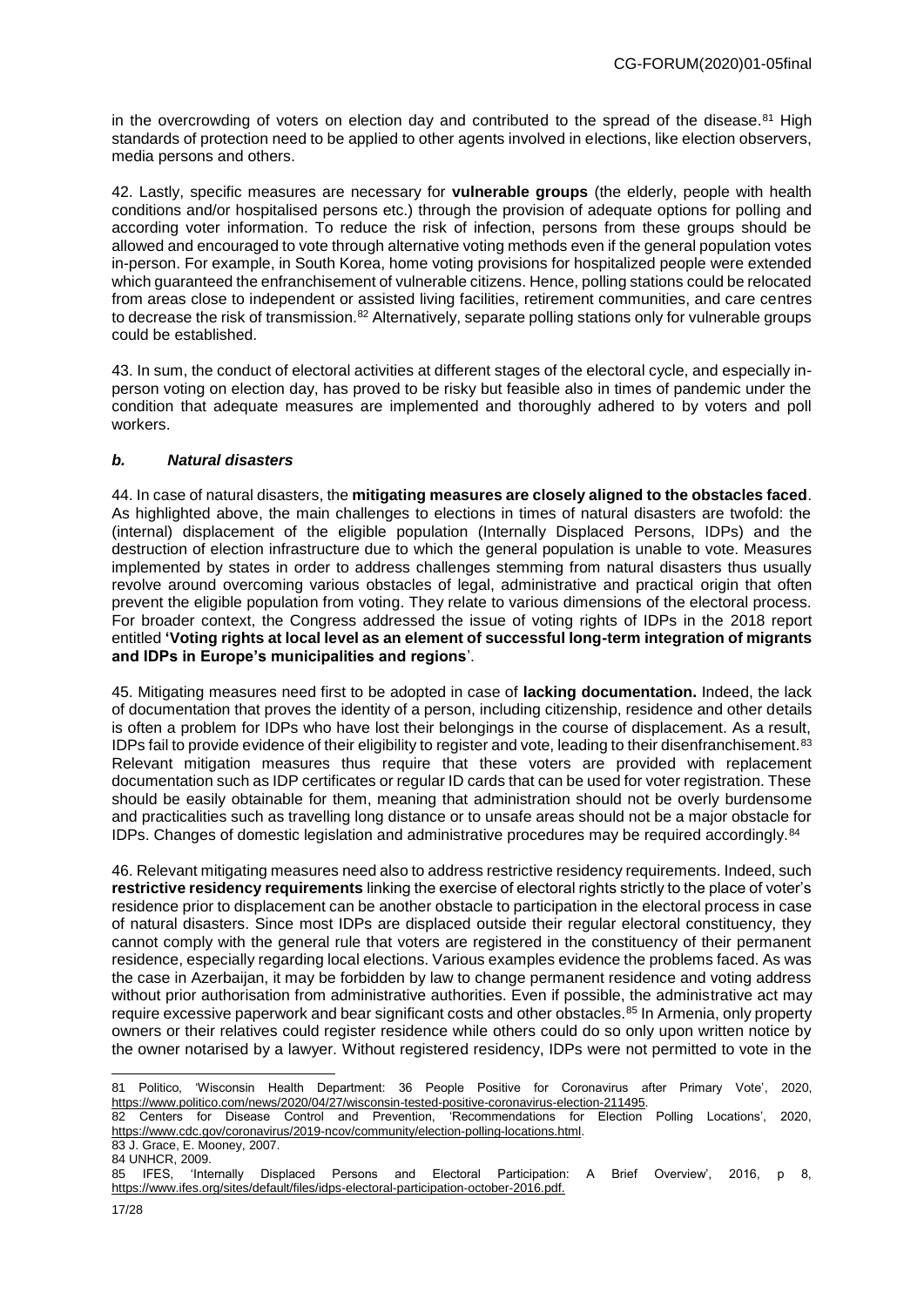in the overcrowding of voters on election day and contributed to the spread of the disease.[81] High standards of protection need to be applied to other agents involved in elections, like election observers, media persons and others.

42. Lastly, specific measures are necessary for **vulnerable groups** (the elderly, people with health conditions and/or hospitalised persons etc.) through the provision of adequate options for polling and according voter information. To reduce the risk of infection, persons from these groups should be allowed and encouraged to vote through alternative voting methods even if the general population votes in-person. For example, in South Korea, home voting provisions for hospitalized people were extended which guaranteed the enfranchisement of vulnerable citizens. Hence, polling stations could be relocated from areas close to independent or assisted living facilities, retirement communities, and care centres to decrease the risk of transmission.[82] Alternatively, separate polling stations only for vulnerable groups could be established.

43. In sum, the conduct of electoral activities at different stages of the electoral cycle, and especially in-person voting on election day, has proved to be risky but feasible also in times of pandemic under the condition that adequate measures are implemented and thoroughly adhered to by voters and poll workers.

### *b. Natural disasters*

44. In case of natural disasters, the **mitigating measures are closely aligned to the obstacles faced**. As highlighted above, the main challenges to elections in times of natural disasters are twofold: the (internal) displacement of the eligible population (Internally Displaced Persons, IDPs) and the destruction of election infrastructure due to which the general population is unable to vote. Measures implemented by states in order to address challenges stemming from natural disasters thus usually revolve around overcoming various obstacles of legal, administrative and practical origin that often prevent the eligible population from voting. They relate to various dimensions of the electoral process. For broader context, the Congress addressed the issue of voting rights of IDPs in the 2018 report entitled **'Voting rights at local level as an element of successful long-term integration of migrants and IDPs in Europe's municipalities and regions**'.

45. Mitigating measures need first to be adopted in case of **lacking documentation.** Indeed, the lack of documentation that proves the identity of a person, including citizenship, residence and other details is often a problem for IDPs who have lost their belongings in the course of displacement. As a result, IDPs fail to provide evidence of their eligibility to register and vote, leading to their disenfranchisement.[83] Relevant mitigation measures thus require that these voters are provided with replacement documentation such as IDP certificates or regular ID cards that can be used for voter registration. These should be easily obtainable for them, meaning that administration should not be overly burdensome and practicalities such as travelling long distance or to unsafe areas should not be a major obstacle for IDPs. Changes of domestic legislation and administrative procedures may be required accordingly.[84]

46. Relevant mitigating measures need also to address restrictive residency requirements. Indeed, such **restrictive residency requirements** linking the exercise of electoral rights strictly to the place of voter's residence prior to displacement can be another obstacle to participation in the electoral process in case of natural disasters. Since most IDPs are displaced outside their regular electoral constituency, they cannot comply with the general rule that voters are registered in the constituency of their permanent residence, especially regarding local elections. Various examples evidence the problems faced. As was the case in Azerbaijan, it may be forbidden by law to change permanent residence and voting address without prior authorisation from administrative authorities. Even if possible, the administrative act may require excessive paperwork and bear significant costs and other obstacles.[85] In Armenia, only property owners or their relatives could register residence while others could do so only upon written notice by the owner notarised by a lawyer. Without registered residency, IDPs were not permitted to vote in the

---

81 Politico, 'Wisconsin Health Department: 36 People Positive for Coronavirus after Primary Vote', 2020, https://www.politico.com/news/2020/04/27/wisconsin-tested-positive-coronavirus-election-211495.

82 Centers for Disease Control and Prevention, 'Recommendations for Election Polling Locations', 2020, https://www.cdc.gov/coronavirus/2019-ncov/community/election-polling-locations.html.

83 J. Grace, E. Mooney, 2007.

84 UNHCR, 2009.

85 IFES, 'Internally Displaced Persons and Electoral Participation: A Brief Overview', 2016, p 8, https://www.ifes.org/sites/default/files/idps-electoral-participation-october-2016.pdf.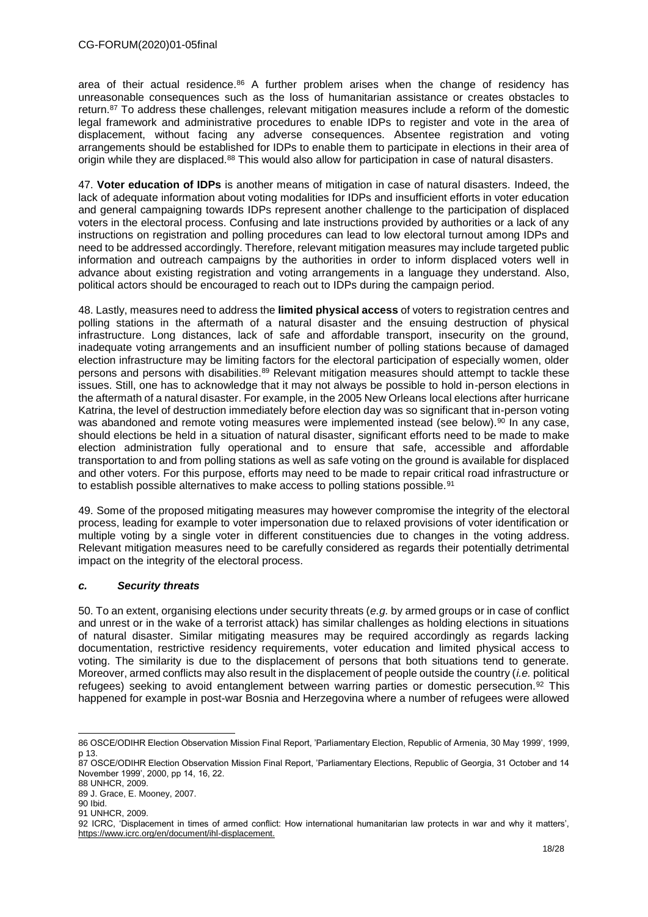area of their actual residence.[86] A further problem arises when the change of residency has unreasonable consequences such as the loss of humanitarian assistance or creates obstacles to return.[87] To address these challenges, relevant mitigation measures include a reform of the domestic legal framework and administrative procedures to enable IDPs to register and vote in the area of displacement, without facing any adverse consequences. Absentee registration and voting arrangements should be established for IDPs to enable them to participate in elections in their area of origin while they are displaced.[88] This would also allow for participation in case of natural disasters.

47. **Voter education of IDPs** is another means of mitigation in case of natural disasters. Indeed, the lack of adequate information about voting modalities for IDPs and insufficient efforts in voter education and general campaigning towards IDPs represent another challenge to the participation of displaced voters in the electoral process. Confusing and late instructions provided by authorities or a lack of any instructions on registration and polling procedures can lead to low electoral turnout among IDPs and need to be addressed accordingly. Therefore, relevant mitigation measures may include targeted public information and outreach campaigns by the authorities in order to inform displaced voters well in advance about existing registration and voting arrangements in a language they understand. Also, political actors should be encouraged to reach out to IDPs during the campaign period.

48. Lastly, measures need to address the **limited physical access** of voters to registration centres and polling stations in the aftermath of a natural disaster and the ensuing destruction of physical infrastructure. Long distances, lack of safe and affordable transport, insecurity on the ground, inadequate voting arrangements and an insufficient number of polling stations because of damaged election infrastructure may be limiting factors for the electoral participation of especially women, older persons and persons with disabilities.[89] Relevant mitigation measures should attempt to tackle these issues. Still, one has to acknowledge that it may not always be possible to hold in-person elections in the aftermath of a natural disaster. For example, in the 2005 New Orleans local elections after hurricane Katrina, the level of destruction immediately before election day was so significant that in-person voting was abandoned and remote voting measures were implemented instead (see below).[90] In any case, should elections be held in a situation of natural disaster, significant efforts need to be made to make election administration fully operational and to ensure that safe, accessible and affordable transportation to and from polling stations as well as safe voting on the ground is available for displaced and other voters. For this purpose, efforts may need to be made to repair critical road infrastructure or to establish possible alternatives to make access to polling stations possible.[91]

49. Some of the proposed mitigating measures may however compromise the integrity of the electoral process, leading for example to voter impersonation due to relaxed provisions of voter identification or multiple voting by a single voter in different constituencies due to changes in the voting address. Relevant mitigation measures need to be carefully considered as regards their potentially detrimental impact on the integrity of the electoral process.

### *c. Security threats*

50. To an extent, organising elections under security threats (*e.g.* by armed groups or in case of conflict and unrest or in the wake of a terrorist attack) has similar challenges as holding elections in situations of natural disaster. Similar mitigating measures may be required accordingly as regards lacking documentation, restrictive residency requirements, voter education and limited physical access to voting. The similarity is due to the displacement of persons that both situations tend to generate. Moreover, armed conflicts may also result in the displacement of people outside the country (*i.e.* political refugees) seeking to avoid entanglement between warring parties or domestic persecution.[92] This happened for example in post-war Bosnia and Herzegovina where a number of refugees were allowed

---

86 OSCE/ODIHR Election Observation Mission Final Report, 'Parliamentary Election, Republic of Armenia, 30 May 1999', 1999, p 13.

87 OSCE/ODIHR Election Observation Mission Final Report, 'Parliamentary Elections, Republic of Georgia, 31 October and 14 November 1999', 2000, pp 14, 16, 22.

88 UNHCR, 2009.

89 J. Grace, E. Mooney, 2007.

90 Ibid.

91 UNHCR, 2009.

92 ICRC, 'Displacement in times of armed conflict: How international humanitarian law protects in war and why it matters', https://www.icrc.org/en/document/ihl-displacement.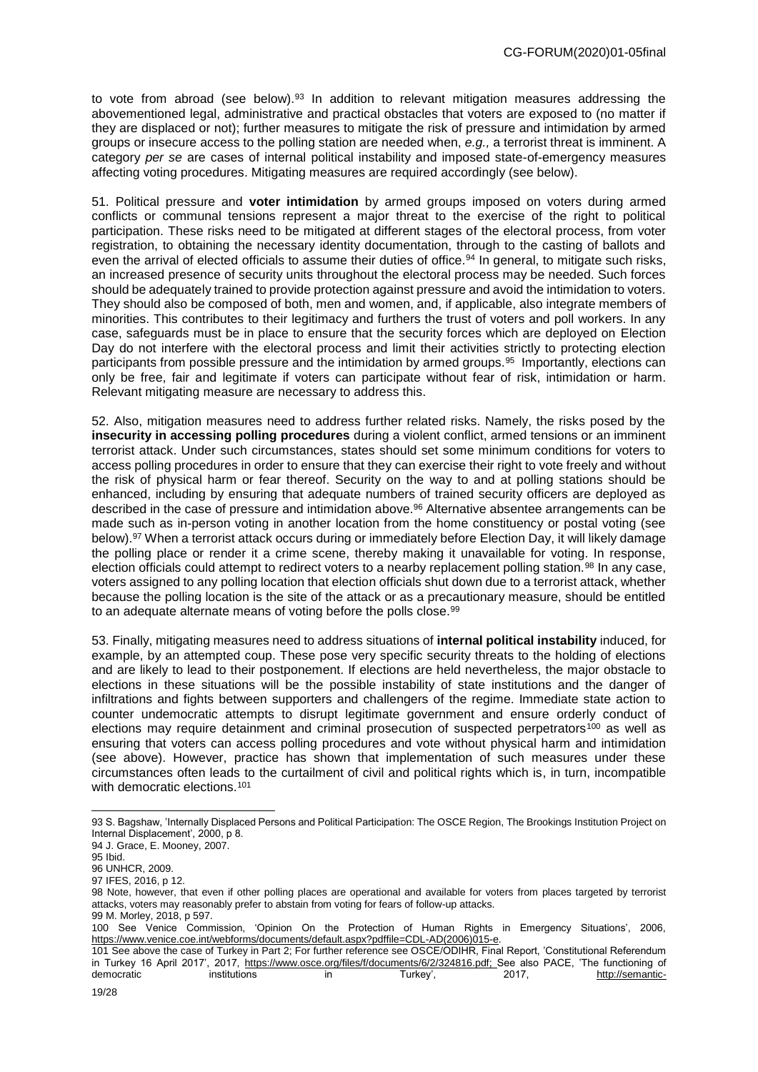to vote from abroad (see below).[93] In addition to relevant mitigation measures addressing the abovementioned legal, administrative and practical obstacles that voters are exposed to (no matter if they are displaced or not); further measures to mitigate the risk of pressure and intimidation by armed groups or insecure access to the polling station are needed when, *e.g.,* a terrorist threat is imminent. A category *per se* are cases of internal political instability and imposed state-of-emergency measures affecting voting procedures. Mitigating measures are required accordingly (see below).

51. Political pressure and **voter intimidation** by armed groups imposed on voters during armed conflicts or communal tensions represent a major threat to the exercise of the right to political participation. These risks need to be mitigated at different stages of the electoral process, from voter registration, to obtaining the necessary identity documentation, through to the casting of ballots and even the arrival of elected officials to assume their duties of office.[94] In general, to mitigate such risks, an increased presence of security units throughout the electoral process may be needed. Such forces should be adequately trained to provide protection against pressure and avoid the intimidation to voters. They should also be composed of both, men and women, and, if applicable, also integrate members of minorities. This contributes to their legitimacy and furthers the trust of voters and poll workers. In any case, safeguards must be in place to ensure that the security forces which are deployed on Election Day do not interfere with the electoral process and limit their activities strictly to protecting election participants from possible pressure and the intimidation by armed groups.[95] Importantly, elections can only be free, fair and legitimate if voters can participate without fear of risk, intimidation or harm. Relevant mitigating measure are necessary to address this.

52. Also, mitigation measures need to address further related risks. Namely, the risks posed by the **insecurity in accessing polling procedures** during a violent conflict, armed tensions or an imminent terrorist attack. Under such circumstances, states should set some minimum conditions for voters to access polling procedures in order to ensure that they can exercise their right to vote freely and without the risk of physical harm or fear thereof. Security on the way to and at polling stations should be enhanced, including by ensuring that adequate numbers of trained security officers are deployed as described in the case of pressure and intimidation above.[96] Alternative absentee arrangements can be made such as in-person voting in another location from the home constituency or postal voting (see below).[97] When a terrorist attack occurs during or immediately before Election Day, it will likely damage the polling place or render it a crime scene, thereby making it unavailable for voting. In response, election officials could attempt to redirect voters to a nearby replacement polling station.[98] In any case, voters assigned to any polling location that election officials shut down due to a terrorist attack, whether because the polling location is the site of the attack or as a precautionary measure, should be entitled to an adequate alternate means of voting before the polls close.[99]

53. Finally, mitigating measures need to address situations of **internal political instability** induced, for example, by an attempted coup. These pose very specific security threats to the holding of elections and are likely to lead to their postponement. If elections are held nevertheless, the major obstacle to elections in these situations will be the possible instability of state institutions and the danger of infiltrations and fights between supporters and challengers of the regime. Immediate state action to counter undemocratic attempts to disrupt legitimate government and ensure orderly conduct of elections may require detainment and criminal prosecution of suspected perpetrators[100] as well as ensuring that voters can access polling procedures and vote without physical harm and intimidation (see above). However, practice has shown that implementation of such measures under these circumstances often leads to the curtailment of civil and political rights which is, in turn, incompatible with democratic elections.[101]

---

93 S. Bagshaw, 'Internally Displaced Persons and Political Participation: The OSCE Region, The Brookings Institution Project on Internal Displacement', 2000, p 8.

94 J. Grace, E. Mooney, 2007.

95 Ibid.

96 UNHCR, 2009.

97 IFES, 2016, p 12.

98 Note, however, that even if other polling places are operational and available for voters from places targeted by terrorist attacks, voters may reasonably prefer to abstain from voting for fears of follow-up attacks.

99 M. Morley, 2018, p 597.

100 See Venice Commission, 'Opinion On the Protection of Human Rights in Emergency Situations', 2006, https://www.venice.coe.int/webforms/documents/default.aspx?pdffile=CDL-AD(2006)015-e.

101 See above the case of Turkey in Part 2; For further reference see OSCE/ODIHR, Final Report, 'Constitutional Referendum in Turkey 16 April 2017', 2017, https://www.osce.org/files/f/documents/6/2/324816.pdf; See also PACE, 'The functioning of democratic institutions in Turkey', 2017, http://semantic-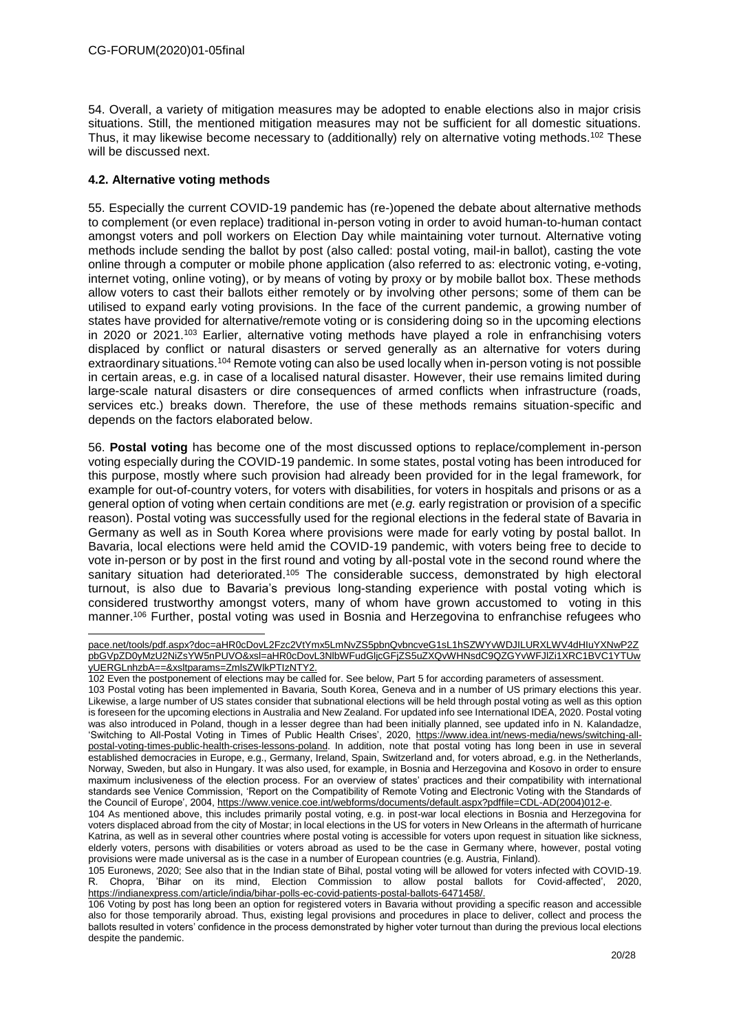54. Overall, a variety of mitigation measures may be adopted to enable elections also in major crisis situations. Still, the mentioned mitigation measures may not be sufficient for all domestic situations. Thus, it may likewise become necessary to (additionally) rely on alternative voting methods.[102] These will be discussed next.

### 4.2. Alternative voting methods

55. Especially the current COVID-19 pandemic has (re-)opened the debate about alternative methods to complement (or even replace) traditional in-person voting in order to avoid human-to-human contact amongst voters and poll workers on Election Day while maintaining voter turnout. Alternative voting methods include sending the ballot by post (also called: postal voting, mail-in ballot), casting the vote online through a computer or mobile phone application (also referred to as: electronic voting, e-voting, internet voting, online voting), or by means of voting by proxy or by mobile ballot box. These methods allow voters to cast their ballots either remotely or by involving other persons; some of them can be utilised to expand early voting provisions. In the face of the current pandemic, a growing number of states have provided for alternative/remote voting or is considering doing so in the upcoming elections in 2020 or 2021.[103] Earlier, alternative voting methods have played a role in enfranchising voters displaced by conflict or natural disasters or served generally as an alternative for voters during extraordinary situations.[104] Remote voting can also be used locally when in-person voting is not possible in certain areas, e.g. in case of a localised natural disaster. However, their use remains limited during large-scale natural disasters or dire consequences of armed conflicts when infrastructure (roads, services etc.) breaks down. Therefore, the use of these methods remains situation-specific and depends on the factors elaborated below.

56. **Postal voting** has become one of the most discussed options to replace/complement in-person voting especially during the COVID-19 pandemic. In some states, postal voting has been introduced for this purpose, mostly where such provision had already been provided for in the legal framework, for example for out-of-country voters, for voters with disabilities, for voters in hospitals and prisons or as a general option of voting when certain conditions are met (*e.g.* early registration or provision of a specific reason). Postal voting was successfully used for the regional elections in the federal state of Bavaria in Germany as well as in South Korea where provisions were made for early voting by postal ballot. In Bavaria, local elections were held amid the COVID-19 pandemic, with voters being free to decide to vote in-person or by post in the first round and voting by all-postal vote in the second round where the sanitary situation had deteriorated.[105] The considerable success, demonstrated by high electoral turnout, is also due to Bavaria's previous long-standing experience with postal voting which is considered trustworthy amongst voters, many of whom have grown accustomed to voting in this manner.[106] Further, postal voting was used in Bosnia and Herzegovina to enfranchise refugees who

---

pace.net/tools/pdf.aspx?doc=aHR0cDovL2Fzc2VtYmx5LmNvZS5pbnQvbncveG1sL1hSZWYvWDJILURXLWV4dHIuYXNwP2ZpbGVpZD0yMzU2NiZsYW5nPUVO&xsl=aHR0cDovL3NlbWFudGljcGFjZS5uZXQvWHNsdC9QZGYvWFJlZi1XRC1BVC1YTUwyUERGLnhzbA==&xsltparams=ZmlsZWlkPTIzNTY2.

102 Even the postponement of elections may be called for. See below, Part 5 for according parameters of assessment.

103 Postal voting has been implemented in Bavaria, South Korea, Geneva and in a number of US primary elections this year. Likewise, a large number of US states consider that subnational elections will be held through postal voting as well as this option is foreseen for the upcoming elections in Australia and New Zealand. For updated info see International IDEA, 2020. Postal voting was also introduced in Poland, though in a lesser degree than had been initially planned, see updated info in N. Kalandadze, 'Switching to All-Postal Voting in Times of Public Health Crises', 2020, https://www.idea.int/news-media/news/switching-all-postal-voting-times-public-health-crises-lessons-poland. In addition, note that postal voting has long been in use in several established democracies in Europe, e.g., Germany, Ireland, Spain, Switzerland and, for voters abroad, e.g. in the Netherlands, Norway, Sweden, but also in Hungary. It was also used, for example, in Bosnia and Herzegovina and Kosovo in order to ensure maximum inclusiveness of the election process. For an overview of states' practices and their compatibility with international standards see Venice Commission, 'Report on the Compatibility of Remote Voting and Electronic Voting with the Standards of the Council of Europe', 2004, https://www.venice.coe.int/webforms/documents/default.aspx?pdffile=CDL-AD(2004)012-e.

104 As mentioned above, this includes primarily postal voting, e.g. in post-war local elections in Bosnia and Herzegovina for voters displaced abroad from the city of Mostar; in local elections in the US for voters in New Orleans in the aftermath of hurricane Katrina, as well as in several other countries where postal voting is accessible for voters upon request in situation like sickness, elderly voters, persons with disabilities or voters abroad as used to be the case in Germany where, however, postal voting provisions were made universal as is the case in a number of European countries (e.g. Austria, Finland).

105 Euronews, 2020; See also that in the Indian state of Bihal, postal voting will be allowed for voters infected with COVID-19. R. Chopra, 'Bihar on its mind, Election Commission to allow postal ballots for Covid-affected', 2020, https://indianexpress.com/article/india/bihar-polls-ec-covid-patients-postal-ballots-6471458/.

106 Voting by post has long been an option for registered voters in Bavaria without providing a specific reason and accessible also for those temporarily abroad. Thus, existing legal provisions and procedures in place to deliver, collect and process the ballots resulted in voters' confidence in the process demonstrated by higher voter turnout than during the previous local elections despite the pandemic.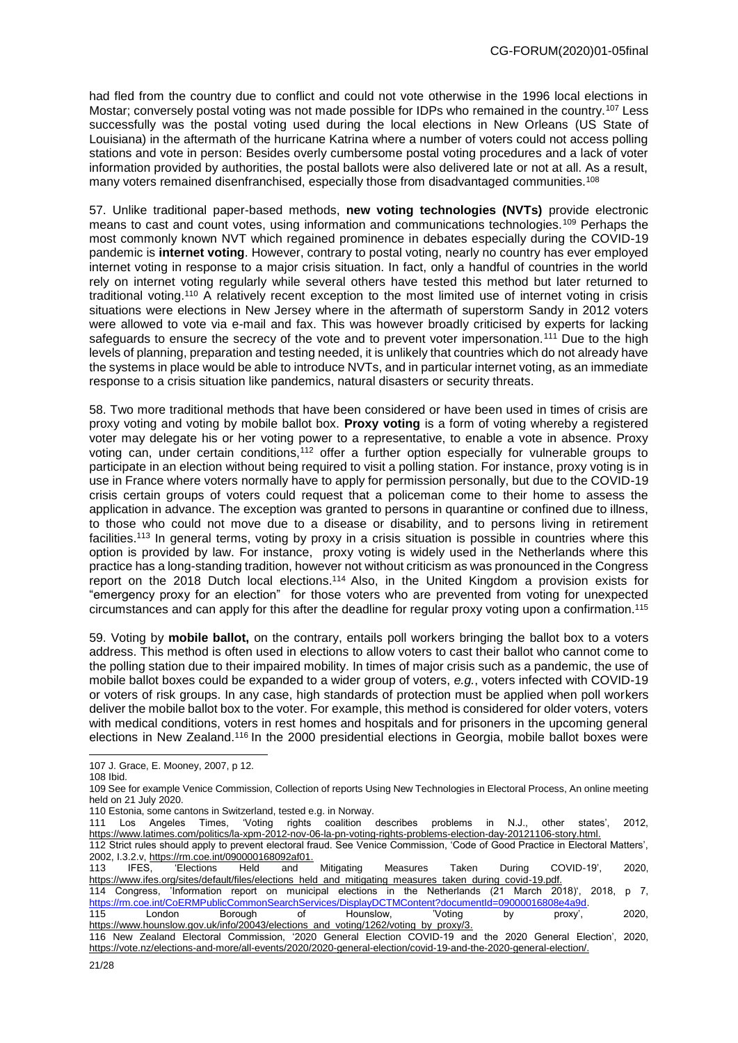had fled from the country due to conflict and could not vote otherwise in the 1996 local elections in Mostar; conversely postal voting was not made possible for IDPs who remained in the country.[107] Less successfully was the postal voting used during the local elections in New Orleans (US State of Louisiana) in the aftermath of the hurricane Katrina where a number of voters could not access polling stations and vote in person: Besides overly cumbersome postal voting procedures and a lack of voter information provided by authorities, the postal ballots were also delivered late or not at all. As a result, many voters remained disenfranchised, especially those from disadvantaged communities.[108]

57. Unlike traditional paper-based methods, **new voting technologies (NVTs)** provide electronic means to cast and count votes, using information and communications technologies.[109] Perhaps the most commonly known NVT which regained prominence in debates especially during the COVID-19 pandemic is **internet voting**. However, contrary to postal voting, nearly no country has ever employed internet voting in response to a major crisis situation. In fact, only a handful of countries in the world rely on internet voting regularly while several others have tested this method but later returned to traditional voting.[110] A relatively recent exception to the most limited use of internet voting in crisis situations were elections in New Jersey where in the aftermath of superstorm Sandy in 2012 voters were allowed to vote via e-mail and fax. This was however broadly criticised by experts for lacking safeguards to ensure the secrecy of the vote and to prevent voter impersonation.[111] Due to the high levels of planning, preparation and testing needed, it is unlikely that countries which do not already have the systems in place would be able to introduce NVTs, and in particular internet voting, as an immediate response to a crisis situation like pandemics, natural disasters or security threats.

58. Two more traditional methods that have been considered or have been used in times of crisis are proxy voting and voting by mobile ballot box. **Proxy voting** is a form of voting whereby a registered voter may delegate his or her voting power to a representative, to enable a vote in absence. Proxy voting can, under certain conditions,[112] offer a further option especially for vulnerable groups to participate in an election without being required to visit a polling station. For instance, proxy voting is in use in France where voters normally have to apply for permission personally, but due to the COVID-19 crisis certain groups of voters could request that a policeman come to their home to assess the application in advance. The exception was granted to persons in quarantine or confined due to illness, to those who could not move due to a disease or disability, and to persons living in retirement facilities.[113] In general terms, voting by proxy in a crisis situation is possible in countries where this option is provided by law. For instance, proxy voting is widely used in the Netherlands where this practice has a long-standing tradition, however not without criticism as was pronounced in the Congress report on the 2018 Dutch local elections.[114] Also, in the United Kingdom a provision exists for "emergency proxy for an election" for those voters who are prevented from voting for unexpected circumstances and can apply for this after the deadline for regular proxy voting upon a confirmation.[115]

59. Voting by **mobile ballot,** on the contrary, entails poll workers bringing the ballot box to a voters address. This method is often used in elections to allow voters to cast their ballot who cannot come to the polling station due to their impaired mobility. In times of major crisis such as a pandemic, the use of mobile ballot boxes could be expanded to a wider group of voters, *e.g.*, voters infected with COVID-19 or voters of risk groups. In any case, high standards of protection must be applied when poll workers deliver the mobile ballot box to the voter. For example, this method is considered for older voters, voters with medical conditions, voters in rest homes and hospitals and for prisoners in the upcoming general elections in New Zealand.[116] In the 2000 presidential elections in Georgia, mobile ballot boxes were

---

107 J. Grace, E. Mooney, 2007, p 12.

108 Ibid.

109 See for example Venice Commission, Collection of reports Using New Technologies in Electoral Process, An online meeting held on 21 July 2020.

110 Estonia, some cantons in Switzerland, tested e.g. in Norway.

111 Los Angeles Times, 'Voting rights coalition describes problems in N.J., other states', 2012, https://www.latimes.com/politics/la-xpm-2012-nov-06-la-pn-voting-rights-problems-election-day-20121106-story.html.

112 Strict rules should apply to prevent electoral fraud. See Venice Commission, 'Code of Good Practice in Electoral Matters', 2002, I.3.2.v, https://rm.coe.int/090000168092af01.

113 IFES, 'Elections Held and Mitigating Measures Taken During COVID-19', 2020, https://www.ifes.org/sites/default/files/elections_held_and_mitigating_measures_taken_during_covid-19.pdf.

114 Congress, 'Information report on municipal elections in the Netherlands (21 March 2018)', 2018, p 7, https://rm.coe.int/CoERMPublicCommonSearchServices/DisplayDCTMContent?documentId=09000016808e4a9d.

115 London Borough of Hounslow, 'Voting by proxy', 2020, https://www.hounslow.gov.uk/info/20043/elections_and_voting/1262/voting_by_proxy/3.

116 New Zealand Electoral Commission, '2020 General Election COVID-19 and the 2020 General Election', 2020, https://vote.nz/elections-and-more/all-events/2020/2020-general-election/covid-19-and-the-2020-general-election/.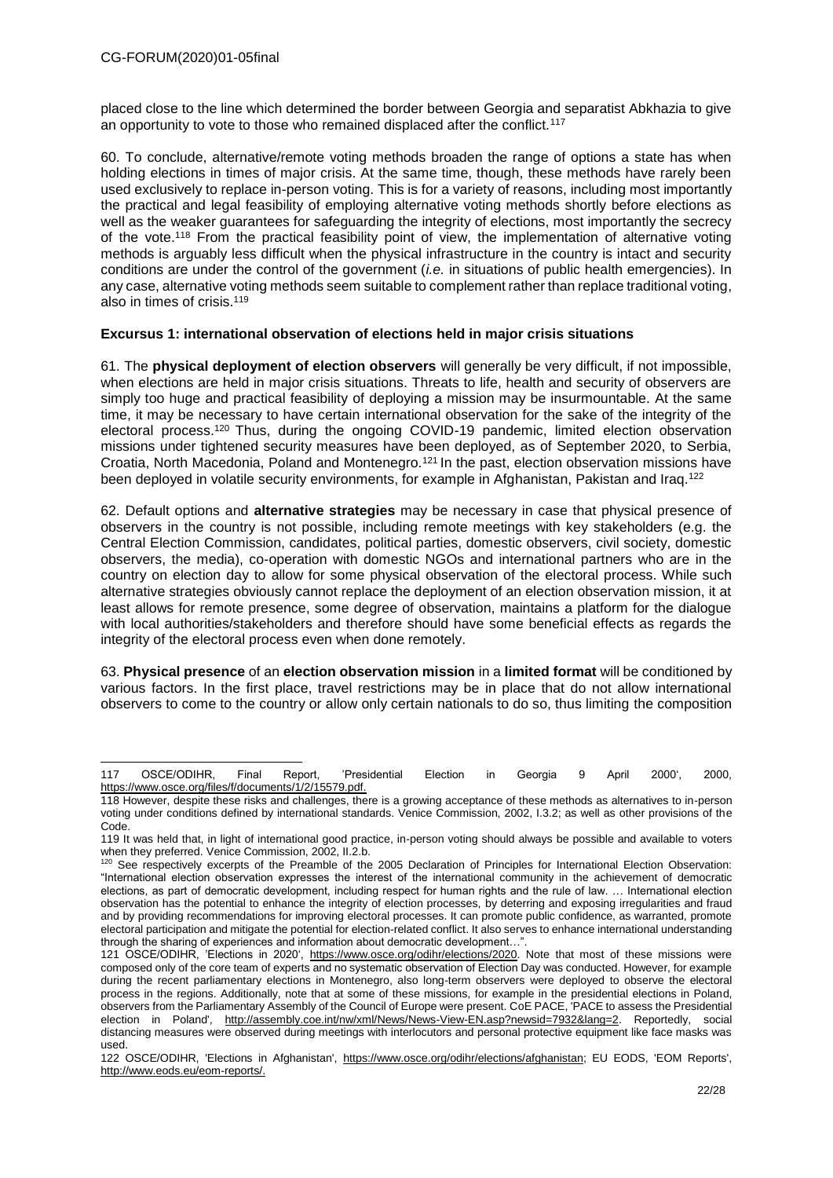placed close to the line which determined the border between Georgia and separatist Abkhazia to give an opportunity to vote to those who remained displaced after the conflict.[117]

60. To conclude, alternative/remote voting methods broaden the range of options a state has when holding elections in times of major crisis. At the same time, though, these methods have rarely been used exclusively to replace in-person voting. This is for a variety of reasons, including most importantly the practical and legal feasibility of employing alternative voting methods shortly before elections as well as the weaker guarantees for safeguarding the integrity of elections, most importantly the secrecy of the vote.[118] From the practical feasibility point of view, the implementation of alternative voting methods is arguably less difficult when the physical infrastructure in the country is intact and security conditions are under the control of the government (*i.e.* in situations of public health emergencies). In any case, alternative voting methods seem suitable to complement rather than replace traditional voting, also in times of crisis.[119]

**Excursus 1: international observation of elections held in major crisis situations**

61. The **physical deployment of election observers** will generally be very difficult, if not impossible, when elections are held in major crisis situations. Threats to life, health and security of observers are simply too huge and practical feasibility of deploying a mission may be insurmountable. At the same time, it may be necessary to have certain international observation for the sake of the integrity of the electoral process.[120] Thus, during the ongoing COVID-19 pandemic, limited election observation missions under tightened security measures have been deployed, as of September 2020, to Serbia, Croatia, North Macedonia, Poland and Montenegro.[121] In the past, election observation missions have been deployed in volatile security environments, for example in Afghanistan, Pakistan and Iraq.[122]

62. Default options and **alternative strategies** may be necessary in case that physical presence of observers in the country is not possible, including remote meetings with key stakeholders (e.g. the Central Election Commission, candidates, political parties, domestic observers, civil society, domestic observers, the media), co-operation with domestic NGOs and international partners who are in the country on election day to allow for some physical observation of the electoral process. While such alternative strategies obviously cannot replace the deployment of an election observation mission, it at least allows for remote presence, some degree of observation, maintains a platform for the dialogue with local authorities/stakeholders and therefore should have some beneficial effects as regards the integrity of the electoral process even when done remotely.

63. **Physical presence** of an **election observation mission** in a **limited format** will be conditioned by various factors. In the first place, travel restrictions may be in place that do not allow international observers to come to the country or allow only certain nationals to do so, thus limiting the composition

---

117 OSCE/ODIHR, Final Report, 'Presidential Election in Georgia 9 April 2000', 2000, https://www.osce.org/files/f/documents/1/2/15579.pdf.

118 However, despite these risks and challenges, there is a growing acceptance of these methods as alternatives to in-person voting under conditions defined by international standards. Venice Commission, 2002, I.3.2; as well as other provisions of the Code.

119 It was held that, in light of international good practice, in-person voting should always be possible and available to voters when they preferred. Venice Commission, 2002, II.2.b.

120 See respectively excerpts of the Preamble of the 2005 Declaration of Principles for International Election Observation: "International election observation expresses the interest of the international community in the achievement of democratic elections, as part of democratic development, including respect for human rights and the rule of law. … International election observation has the potential to enhance the integrity of election processes, by deterring and exposing irregularities and fraud and by providing recommendations for improving electoral processes. It can promote public confidence, as warranted, promote electoral participation and mitigate the potential for election-related conflict. It also serves to enhance international understanding through the sharing of experiences and information about democratic development…".

121 OSCE/ODIHR, 'Elections in 2020', https://www.osce.org/odihr/elections/2020. Note that most of these missions were composed only of the core team of experts and no systematic observation of Election Day was conducted. However, for example during the recent parliamentary elections in Montenegro, also long-term observers were deployed to observe the electoral process in the regions. Additionally, note that at some of these missions, for example in the presidential elections in Poland, observers from the Parliamentary Assembly of the Council of Europe were present. CoE PACE, 'PACE to assess the Presidential election in Poland', http://assembly.coe.int/nw/xml/News/News-View-EN.asp?newsid=7932&lang=2. Reportedly, social distancing measures were observed during meetings with interlocutors and personal protective equipment like face masks was used.

122 OSCE/ODIHR, 'Elections in Afghanistan', https://www.osce.org/odihr/elections/afghanistan; EU EODS, 'EOM Reports', http://www.eods.eu/eom-reports/.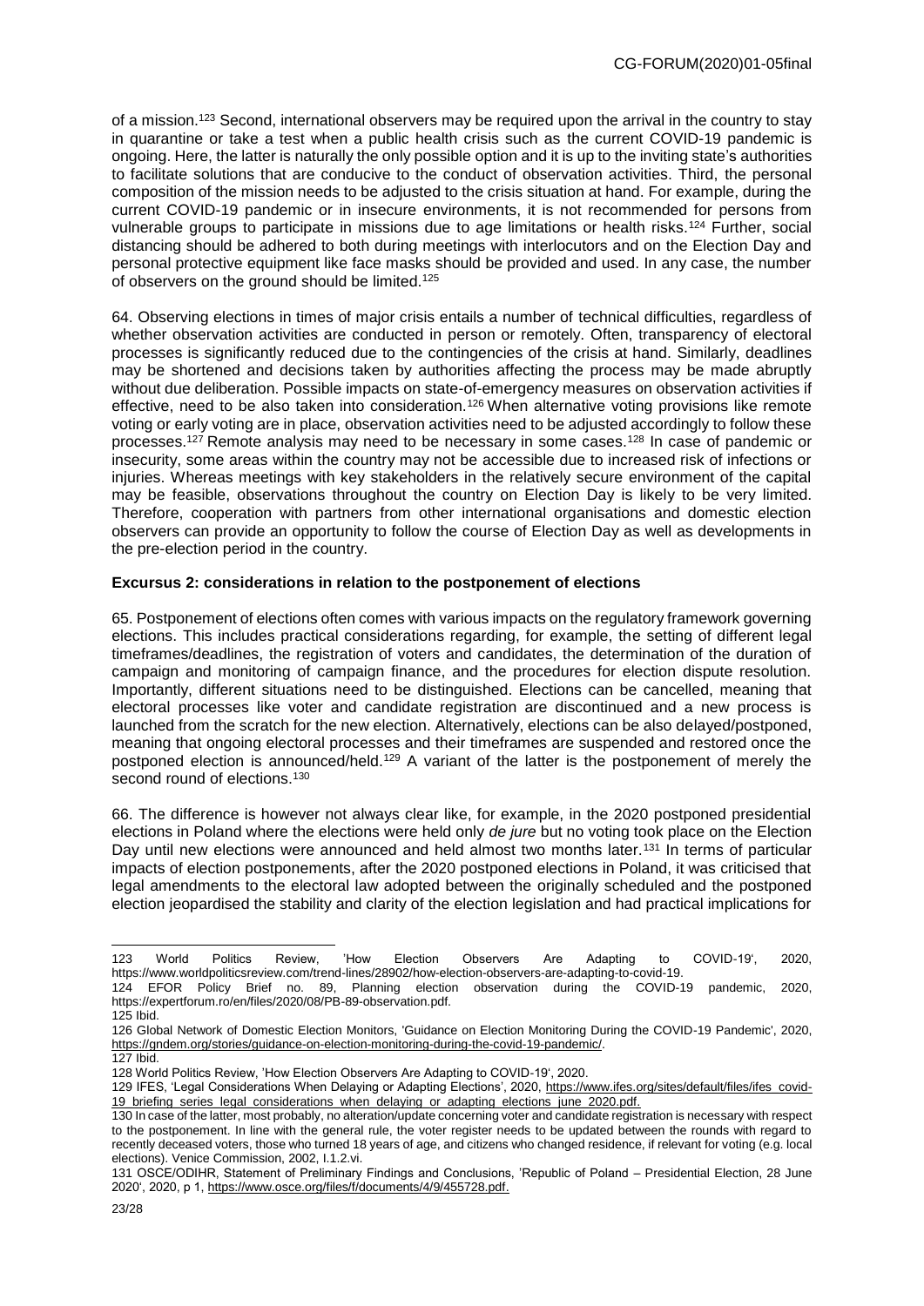of a mission.[123] Second, international observers may be required upon the arrival in the country to stay in quarantine or take a test when a public health crisis such as the current COVID-19 pandemic is ongoing. Here, the latter is naturally the only possible option and it is up to the inviting state's authorities to facilitate solutions that are conducive to the conduct of observation activities. Third, the personal composition of the mission needs to be adjusted to the crisis situation at hand. For example, during the current COVID-19 pandemic or in insecure environments, it is not recommended for persons from vulnerable groups to participate in missions due to age limitations or health risks.[124] Further, social distancing should be adhered to both during meetings with interlocutors and on the Election Day and personal protective equipment like face masks should be provided and used. In any case, the number of observers on the ground should be limited.[125]

64. Observing elections in times of major crisis entails a number of technical difficulties, regardless of whether observation activities are conducted in person or remotely. Often, transparency of electoral processes is significantly reduced due to the contingencies of the crisis at hand. Similarly, deadlines may be shortened and decisions taken by authorities affecting the process may be made abruptly without due deliberation. Possible impacts on state-of-emergency measures on observation activities if effective, need to be also taken into consideration.[126] When alternative voting provisions like remote voting or early voting are in place, observation activities need to be adjusted accordingly to follow these processes.[127] Remote analysis may need to be necessary in some cases.[128] In case of pandemic or insecurity, some areas within the country may not be accessible due to increased risk of infections or injuries. Whereas meetings with key stakeholders in the relatively secure environment of the capital may be feasible, observations throughout the country on Election Day is likely to be very limited. Therefore, cooperation with partners from other international organisations and domestic election observers can provide an opportunity to follow the course of Election Day as well as developments in the pre-election period in the country.

**Excursus 2: considerations in relation to the postponement of elections**

65. Postponement of elections often comes with various impacts on the regulatory framework governing elections. This includes practical considerations regarding, for example, the setting of different legal timeframes/deadlines, the registration of voters and candidates, the determination of the duration of campaign and monitoring of campaign finance, and the procedures for election dispute resolution. Importantly, different situations need to be distinguished. Elections can be cancelled, meaning that electoral processes like voter and candidate registration are discontinued and a new process is launched from the scratch for the new election. Alternatively, elections can be also delayed/postponed, meaning that ongoing electoral processes and their timeframes are suspended and restored once the postponed election is announced/held.[129] A variant of the latter is the postponement of merely the second round of elections.[130]

66. The difference is however not always clear like, for example, in the 2020 postponed presidential elections in Poland where the elections were held only *de jure* but no voting took place on the Election Day until new elections were announced and held almost two months later.[131] In terms of particular impacts of election postponements, after the 2020 postponed elections in Poland, it was criticised that legal amendments to the electoral law adopted between the originally scheduled and the postponed election jeopardised the stability and clarity of the election legislation and had practical implications for

---

123 World Politics Review, 'How Election Observers Are Adapting to COVID-19', 2020, https://www.worldpoliticsreview.com/trend-lines/28902/how-election-observers-are-adapting-to-covid-19.

124 EFOR Policy Brief no. 89, Planning election observation during the COVID-19 pandemic, 2020, https://expertforum.ro/en/files/2020/08/PB-89-observation.pdf.

125 Ibid.

126 Global Network of Domestic Election Monitors, 'Guidance on Election Monitoring During the COVID-19 Pandemic', 2020, https://gndem.org/stories/guidance-on-election-monitoring-during-the-covid-19-pandemic/.

127 Ibid.

128 World Politics Review, 'How Election Observers Are Adapting to COVID-19', 2020.

129 IFES, 'Legal Considerations When Delaying or Adapting Elections', 2020, https://www.ifes.org/sites/default/files/ifes_covid-19_briefing_series_legal_considerations_when_delaying_or_adapting_elections_june_2020.pdf.

130 In case of the latter, most probably, no alteration/update concerning voter and candidate registration is necessary with respect to the postponement. In line with the general rule, the voter register needs to be updated between the rounds with regard to recently deceased voters, those who turned 18 years of age, and citizens who changed residence, if relevant for voting (e.g. local elections). Venice Commission, 2002, I.1.2.vi.

131 OSCE/ODIHR, Statement of Preliminary Findings and Conclusions, 'Republic of Poland – Presidential Election, 28 June 2020', 2020, p 1, https://www.osce.org/files/f/documents/4/9/455728.pdf.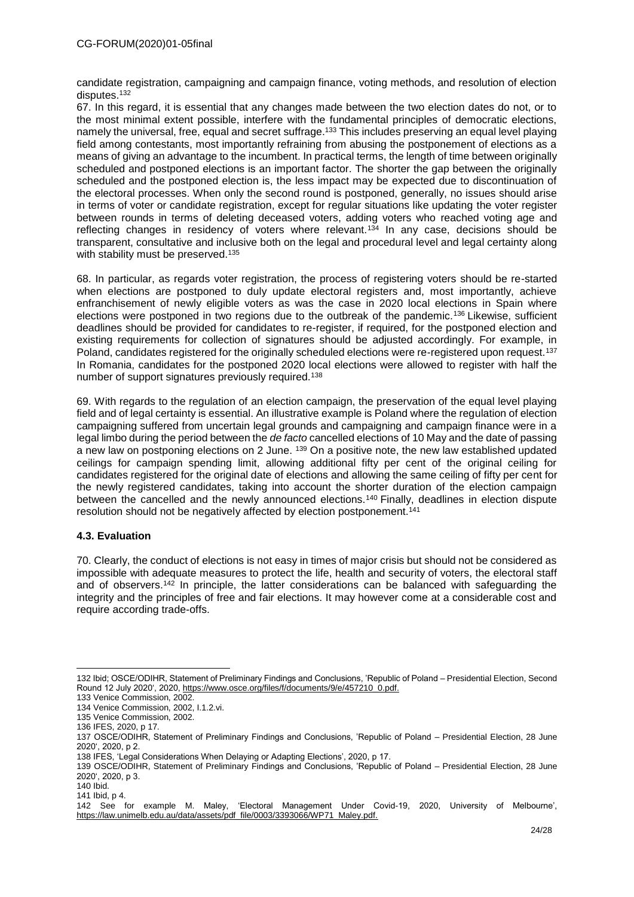candidate registration, campaigning and campaign finance, voting methods, and resolution of election disputes.[132]

67. In this regard, it is essential that any changes made between the two election dates do not, or to the most minimal extent possible, interfere with the fundamental principles of democratic elections, namely the universal, free, equal and secret suffrage.[133] This includes preserving an equal level playing field among contestants, most importantly refraining from abusing the postponement of elections as a means of giving an advantage to the incumbent. In practical terms, the length of time between originally scheduled and postponed elections is an important factor. The shorter the gap between the originally scheduled and the postponed election is, the less impact may be expected due to discontinuation of the electoral processes. When only the second round is postponed, generally, no issues should arise in terms of voter or candidate registration, except for regular situations like updating the voter register between rounds in terms of deleting deceased voters, adding voters who reached voting age and reflecting changes in residency of voters where relevant.[134] In any case, decisions should be transparent, consultative and inclusive both on the legal and procedural level and legal certainty along with stability must be preserved.[135]

68. In particular, as regards voter registration, the process of registering voters should be re-started when elections are postponed to duly update electoral registers and, most importantly, achieve enfranchisement of newly eligible voters as was the case in 2020 local elections in Spain where elections were postponed in two regions due to the outbreak of the pandemic.[136] Likewise, sufficient deadlines should be provided for candidates to re-register, if required, for the postponed election and existing requirements for collection of signatures should be adjusted accordingly. For example, in Poland, candidates registered for the originally scheduled elections were re-registered upon request.[137] In Romania, candidates for the postponed 2020 local elections were allowed to register with half the number of support signatures previously required.[138]

69. With regards to the regulation of an election campaign, the preservation of the equal level playing field and of legal certainty is essential. An illustrative example is Poland where the regulation of election campaigning suffered from uncertain legal grounds and campaigning and campaign finance were in a legal limbo during the period between the *de facto* cancelled elections of 10 May and the date of passing a new law on postponing elections on 2 June. [139] On a positive note, the new law established updated ceilings for campaign spending limit, allowing additional fifty per cent of the original ceiling for candidates registered for the original date of elections and allowing the same ceiling of fifty per cent for the newly registered candidates, taking into account the shorter duration of the election campaign between the cancelled and the newly announced elections.[140] Finally, deadlines in election dispute resolution should not be negatively affected by election postponement.[141]

### 4.3. Evaluation

70. Clearly, the conduct of elections is not easy in times of major crisis but should not be considered as impossible with adequate measures to protect the life, health and security of voters, the electoral staff and of observers.[142] In principle, the latter considerations can be balanced with safeguarding the integrity and the principles of free and fair elections. It may however come at a considerable cost and require according trade-offs.

---

132 Ibid; OSCE/ODIHR, Statement of Preliminary Findings and Conclusions, 'Republic of Poland – Presidential Election, Second Round 12 July 2020', 2020, https://www.osce.org/files/f/documents/9/e/457210_0.pdf.

133 Venice Commission, 2002.

134 Venice Commission, 2002, I.1.2.vi.

135 Venice Commission, 2002.

136 IFES, 2020, p 17.

137 OSCE/ODIHR, Statement of Preliminary Findings and Conclusions, 'Republic of Poland – Presidential Election, 28 June 2020', 2020, p 2.

138 IFES, 'Legal Considerations When Delaying or Adapting Elections', 2020, p 17.

139 OSCE/ODIHR, Statement of Preliminary Findings and Conclusions, 'Republic of Poland – Presidential Election, 28 June 2020', 2020, p 3.

140 Ibid.

141 Ibid, p 4.

142 See for example M. Maley, 'Electoral Management Under Covid-19, 2020, University of Melbourne', https://law.unimelb.edu.au/data/assets/pdf_file/0003/3393066/WP71_Maley.pdf.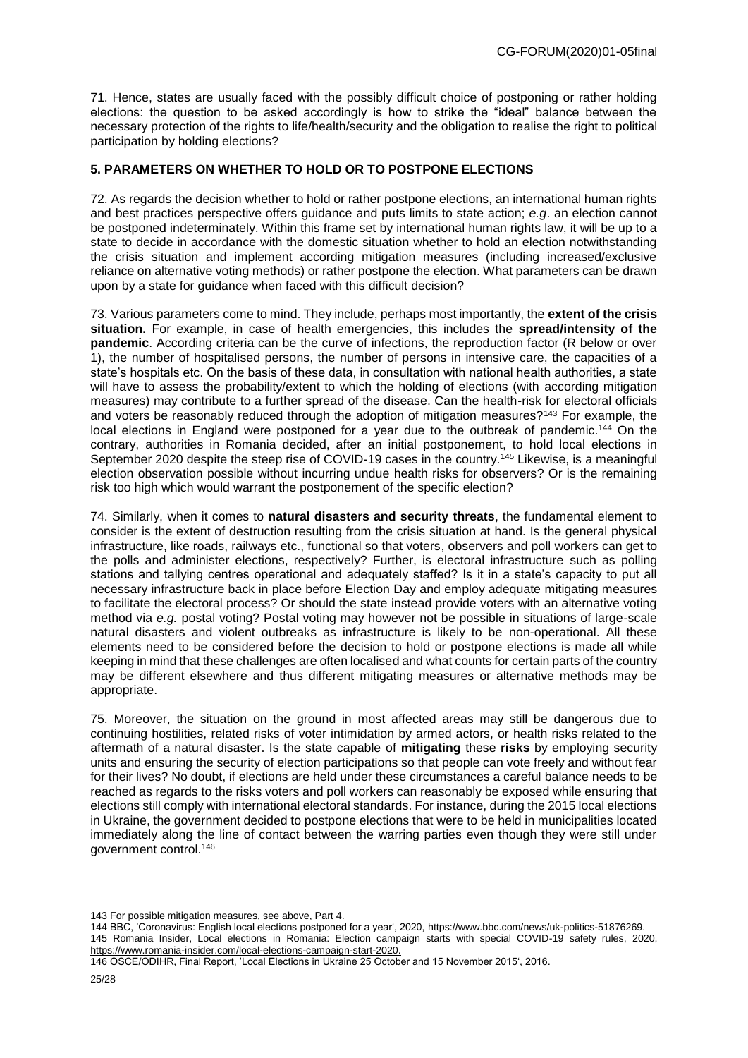71. Hence, states are usually faced with the possibly difficult choice of postponing or rather holding elections: the question to be asked accordingly is how to strike the "ideal" balance between the necessary protection of the rights to life/health/security and the obligation to realise the right to political participation by holding elections?

## 5. PARAMETERS ON WHETHER TO HOLD OR TO POSTPONE ELECTIONS

72. As regards the decision whether to hold or rather postpone elections, an international human rights and best practices perspective offers guidance and puts limits to state action; *e.g*. an election cannot be postponed indeterminately. Within this frame set by international human rights law, it will be up to a state to decide in accordance with the domestic situation whether to hold an election notwithstanding the crisis situation and implement according mitigation measures (including increased/exclusive reliance on alternative voting methods) or rather postpone the election. What parameters can be drawn upon by a state for guidance when faced with this difficult decision?

73. Various parameters come to mind. They include, perhaps most importantly, the **extent of the crisis situation.** For example, in case of health emergencies, this includes the **spread/intensity of the pandemic**. According criteria can be the curve of infections, the reproduction factor (R below or over 1), the number of hospitalised persons, the number of persons in intensive care, the capacities of a state's hospitals etc. On the basis of these data, in consultation with national health authorities, a state will have to assess the probability/extent to which the holding of elections (with according mitigation measures) may contribute to a further spread of the disease. Can the health-risk for electoral officials and voters be reasonably reduced through the adoption of mitigation measures?[143] For example, the local elections in England were postponed for a year due to the outbreak of pandemic.[144] On the contrary, authorities in Romania decided, after an initial postponement, to hold local elections in September 2020 despite the steep rise of COVID-19 cases in the country.[145] Likewise, is a meaningful election observation possible without incurring undue health risks for observers? Or is the remaining risk too high which would warrant the postponement of the specific election?

74. Similarly, when it comes to **natural disasters and security threats**, the fundamental element to consider is the extent of destruction resulting from the crisis situation at hand. Is the general physical infrastructure, like roads, railways etc., functional so that voters, observers and poll workers can get to the polls and administer elections, respectively? Further, is electoral infrastructure such as polling stations and tallying centres operational and adequately staffed? Is it in a state's capacity to put all necessary infrastructure back in place before Election Day and employ adequate mitigating measures to facilitate the electoral process? Or should the state instead provide voters with an alternative voting method via *e.g.* postal voting? Postal voting may however not be possible in situations of large-scale natural disasters and violent outbreaks as infrastructure is likely to be non-operational. All these elements need to be considered before the decision to hold or postpone elections is made all while keeping in mind that these challenges are often localised and what counts for certain parts of the country may be different elsewhere and thus different mitigating measures or alternative methods may be appropriate.

75. Moreover, the situation on the ground in most affected areas may still be dangerous due to continuing hostilities, related risks of voter intimidation by armed actors, or health risks related to the aftermath of a natural disaster. Is the state capable of **mitigating** these **risks** by employing security units and ensuring the security of election participations so that people can vote freely and without fear for their lives? No doubt, if elections are held under these circumstances a careful balance needs to be reached as regards to the risks voters and poll workers can reasonably be exposed while ensuring that elections still comply with international electoral standards. For instance, during the 2015 local elections in Ukraine, the government decided to postpone elections that were to be held in municipalities located immediately along the line of contact between the warring parties even though they were still under government control.[146]

---

143 For possible mitigation measures, see above, Part 4.

144 BBC, 'Coronavirus: English local elections postponed for a year', 2020, https://www.bbc.com/news/uk-politics-51876269.

145 Romania Insider, Local elections in Romania: Election campaign starts with special COVID-19 safety rules, 2020, https://www.romania-insider.com/local-elections-campaign-start-2020.

146 OSCE/ODIHR, Final Report, 'Local Elections in Ukraine 25 October and 15 November 2015', 2016.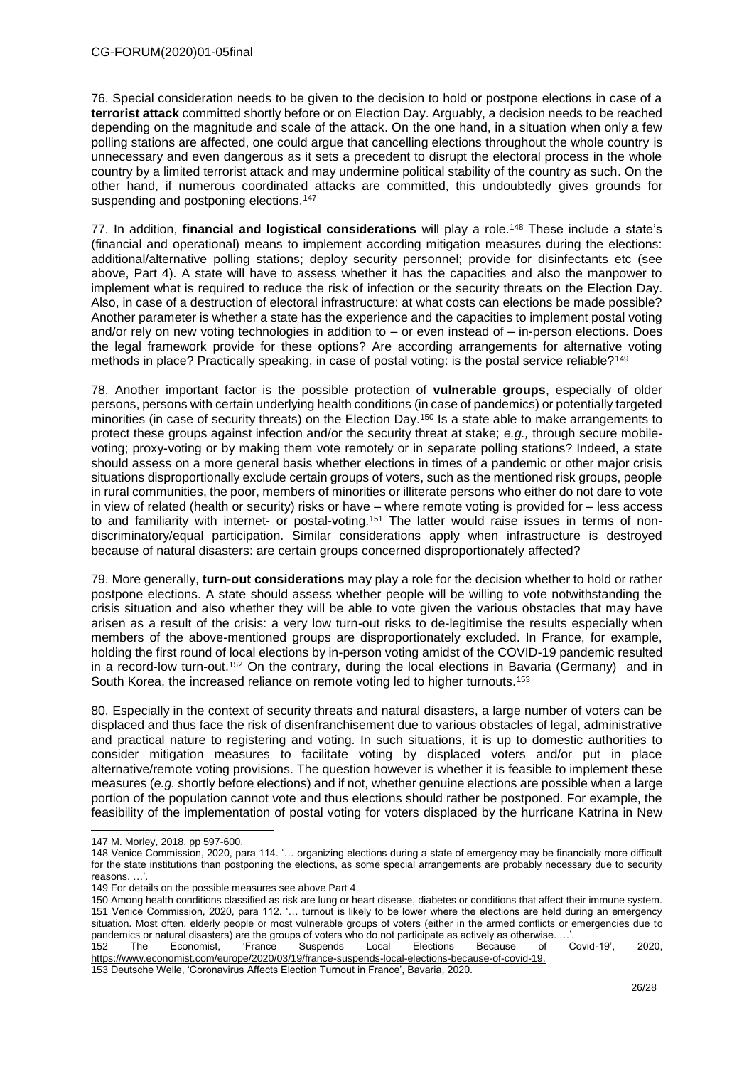76. Special consideration needs to be given to the decision to hold or postpone elections in case of a **terrorist attack** committed shortly before or on Election Day. Arguably, a decision needs to be reached depending on the magnitude and scale of the attack. On the one hand, in a situation when only a few polling stations are affected, one could argue that cancelling elections throughout the whole country is unnecessary and even dangerous as it sets a precedent to disrupt the electoral process in the whole country by a limited terrorist attack and may undermine political stability of the country as such. On the other hand, if numerous coordinated attacks are committed, this undoubtedly gives grounds for suspending and postponing elections.[147]

77. In addition, **financial and logistical considerations** will play a role.[148] These include a state's (financial and operational) means to implement according mitigation measures during the elections: additional/alternative polling stations; deploy security personnel; provide for disinfectants etc (see above, Part 4). A state will have to assess whether it has the capacities and also the manpower to implement what is required to reduce the risk of infection or the security threats on the Election Day. Also, in case of a destruction of electoral infrastructure: at what costs can elections be made possible? Another parameter is whether a state has the experience and the capacities to implement postal voting and/or rely on new voting technologies in addition to – or even instead of – in-person elections. Does the legal framework provide for these options? Are according arrangements for alternative voting methods in place? Practically speaking, in case of postal voting: is the postal service reliable?[149]

78. Another important factor is the possible protection of **vulnerable groups**, especially of older persons, persons with certain underlying health conditions (in case of pandemics) or potentially targeted minorities (in case of security threats) on the Election Day.[150] Is a state able to make arrangements to protect these groups against infection and/or the security threat at stake; *e.g.,* through secure mobile-voting; proxy-voting or by making them vote remotely or in separate polling stations? Indeed, a state should assess on a more general basis whether elections in times of a pandemic or other major crisis situations disproportionally exclude certain groups of voters, such as the mentioned risk groups, people in rural communities, the poor, members of minorities or illiterate persons who either do not dare to vote in view of related (health or security) risks or have – where remote voting is provided for – less access to and familiarity with internet- or postal-voting.[151] The latter would raise issues in terms of non-discriminatory/equal participation. Similar considerations apply when infrastructure is destroyed because of natural disasters: are certain groups concerned disproportionately affected?

79. More generally, **turn-out considerations** may play a role for the decision whether to hold or rather postpone elections. A state should assess whether people will be willing to vote notwithstanding the crisis situation and also whether they will be able to vote given the various obstacles that may have arisen as a result of the crisis: a very low turn-out risks to de-legitimise the results especially when members of the above-mentioned groups are disproportionately excluded. In France, for example, holding the first round of local elections by in-person voting amidst of the COVID-19 pandemic resulted in a record-low turn-out.[152] On the contrary, during the local elections in Bavaria (Germany) and in South Korea, the increased reliance on remote voting led to higher turnouts.[153]

80. Especially in the context of security threats and natural disasters, a large number of voters can be displaced and thus face the risk of disenfranchisement due to various obstacles of legal, administrative and practical nature to registering and voting. In such situations, it is up to domestic authorities to consider mitigation measures to facilitate voting by displaced voters and/or put in place alternative/remote voting provisions. The question however is whether it is feasible to implement these measures (*e.g.* shortly before elections) and if not, whether genuine elections are possible when a large portion of the population cannot vote and thus elections should rather be postponed. For example, the feasibility of the implementation of postal voting for voters displaced by the hurricane Katrina in New

---

147 M. Morley, 2018, pp 597-600.

148 Venice Commission, 2020, para 114. '… organizing elections during a state of emergency may be financially more difficult for the state institutions than postponing the elections, as some special arrangements are probably necessary due to security reasons. …'.

149 For details on the possible measures see above Part 4.

150 Among health conditions classified as risk are lung or heart disease, diabetes or conditions that affect their immune system.

151 Venice Commission, 2020, para 112. '… turnout is likely to be lower where the elections are held during an emergency situation. Most often, elderly people or most vulnerable groups of voters (either in the armed conflicts or emergencies due to pandemics or natural disasters) are the groups of voters who do not participate as actively as otherwise. …'.

152 The Economist, 'France Suspends Local Elections Because of Covid-19', 2020, https://www.economist.com/europe/2020/03/19/france-suspends-local-elections-because-of-covid-19.

153 Deutsche Welle, 'Coronavirus Affects Election Turnout in France', Bavaria, 2020.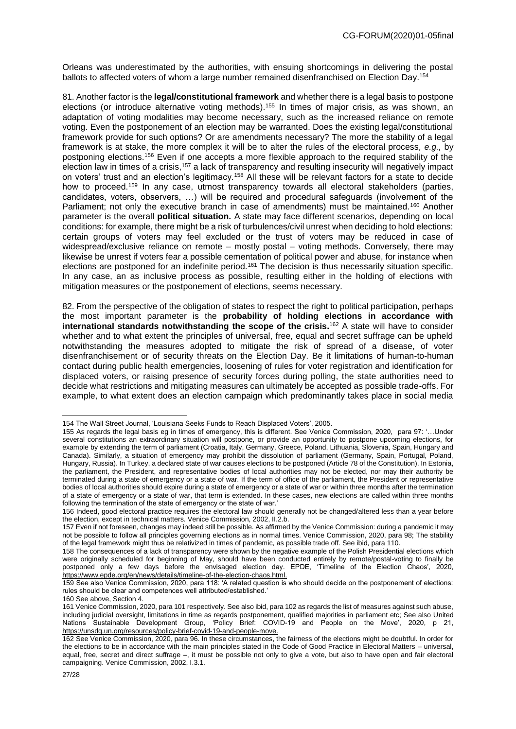Orleans was underestimated by the authorities, with ensuing shortcomings in delivering the postal ballots to affected voters of whom a large number remained disenfranchised on Election Day.[154]

81. Another factor is the **legal/constitutional framework** and whether there is a legal basis to postpone elections (or introduce alternative voting methods).[155] In times of major crisis, as was shown, an adaptation of voting modalities may become necessary, such as the increased reliance on remote voting. Even the postponement of an election may be warranted. Does the existing legal/constitutional framework provide for such options? Or are amendments necessary? The more the stability of a legal framework is at stake, the more complex it will be to alter the rules of the electoral process, *e.g.,* by postponing elections.[156] Even if one accepts a more flexible approach to the required stability of the election law in times of a crisis,[157] a lack of transparency and resulting insecurity will negatively impact on voters' trust and an election's legitimacy.[158] All these will be relevant factors for a state to decide how to proceed.[159] In any case, utmost transparency towards all electoral stakeholders (parties, candidates, voters, observers, …) will be required and procedural safeguards (involvement of the Parliament; not only the executive branch in case of amendments) must be maintained.[160] Another parameter is the overall **political situation.** A state may face different scenarios, depending on local conditions: for example, there might be a risk of turbulences/civil unrest when deciding to hold elections: certain groups of voters may feel excluded or the trust of voters may be reduced in case of widespread/exclusive reliance on remote – mostly postal – voting methods. Conversely, there may likewise be unrest if voters fear a possible cementation of political power and abuse, for instance when elections are postponed for an indefinite period.[161] The decision is thus necessarily situation specific. In any case, an as inclusive process as possible, resulting either in the holding of elections with mitigation measures or the postponement of elections, seems necessary.

82. From the perspective of the obligation of states to respect the right to political participation, perhaps the most important parameter is the **probability of holding elections in accordance with international standards notwithstanding the scope of the crisis.**[162] A state will have to consider whether and to what extent the principles of universal, free, equal and secret suffrage can be upheld notwithstanding the measures adopted to mitigate the risk of spread of a disease, of voter disenfranchisement or of security threats on the Election Day. Be it limitations of human-to-human contact during public health emergencies, loosening of rules for voter registration and identification for displaced voters, or raising presence of security forces during polling, the state authorities need to decide what restrictions and mitigating measures can ultimately be accepted as possible trade-offs. For example, to what extent does an election campaign which predominantly takes place in social media

---

154 The Wall Street Journal, 'Louisiana Seeks Funds to Reach Displaced Voters', 2005.

155 As regards the legal basis eg in times of emergency, this is different. See Venice Commission, 2020, para 97: '…Under several constitutions an extraordinary situation will postpone, or provide an opportunity to postpone upcoming elections, for example by extending the term of parliament (Croatia, Italy, Germany, Greece, Poland, Lithuania, Slovenia, Spain, Hungary and Canada). Similarly, a situation of emergency may prohibit the dissolution of parliament (Germany, Spain, Portugal, Poland, Hungary, Russia). In Turkey, a declared state of war causes elections to be postponed (Article 78 of the Constitution). In Estonia, the parliament, the President, and representative bodies of local authorities may not be elected, nor may their authority be terminated during a state of emergency or a state of war. If the term of office of the parliament, the President or representative bodies of local authorities should expire during a state of emergency or a state of war or within three months after the termination of a state of emergency or a state of war, that term is extended. In these cases, new elections are called within three months following the termination of the state of emergency or the state of war.'

156 Indeed, good electoral practice requires the electoral law should generally not be changed/altered less than a year before the election, except in technical matters. Venice Commission, 2002, II.2.b.

157 Even if not foreseen, changes may indeed still be possible. As affirmed by the Venice Commission: during a pandemic it may not be possible to follow all principles governing elections as in normal times. Venice Commission, 2020, para 98; The stability of the legal framework might thus be relativized in times of pandemic, as possible trade off. See ibid, para 110.

158 The consequences of a lack of transparency were shown by the negative example of the Polish Presidential elections which were originally scheduled for beginning of May, should have been conducted entirely by remote/postal-voting to finally be postponed only a few days before the envisaged election day. EPDE, 'Timeline of the Election Chaos', 2020, https://www.epde.org/en/news/details/timeline-of-the-election-chaos.html.

159 See also Venice Commission, 2020, para 118: 'A related question is who should decide on the postponement of elections: rules should be clear and competences well attributed/established.'

160 See above, Section 4.

161 Venice Commission, 2020, para 101 respectively. See also ibid, para 102 as regards the list of measures against such abuse, including judicial oversight, limitations in time as regards postponement, qualified majorities in parliament etc; See also United Nations Sustainable Development Group, 'Policy Brief: COVID-19 and People on the Move', 2020, p 21, https://unsdg.un.org/resources/policy-brief-covid-19-and-people-move.

162 See Venice Commission, 2020, para 96. In these circumstances, the fairness of the elections might be doubtful. In order for the elections to be in accordance with the main principles stated in the Code of Good Practice in Electoral Matters – universal, equal, free, secret and direct suffrage –, it must be possible not only to give a vote, but also to have open and fair electoral campaigning. Venice Commission, 2002, I.3.1.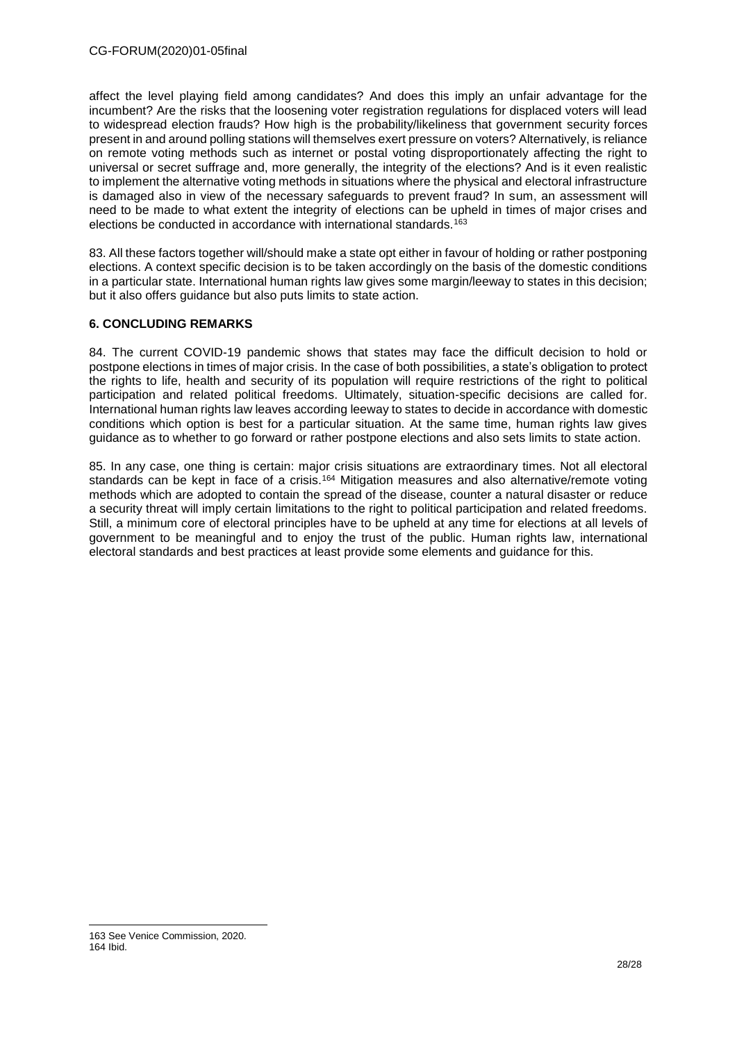affect the level playing field among candidates? And does this imply an unfair advantage for the incumbent? Are the risks that the loosening voter registration regulations for displaced voters will lead to widespread election frauds? How high is the probability/likeliness that government security forces present in and around polling stations will themselves exert pressure on voters? Alternatively, is reliance on remote voting methods such as internet or postal voting disproportionately affecting the right to universal or secret suffrage and, more generally, the integrity of the elections? And is it even realistic to implement the alternative voting methods in situations where the physical and electoral infrastructure is damaged also in view of the necessary safeguards to prevent fraud? In sum, an assessment will need to be made to what extent the integrity of elections can be upheld in times of major crises and elections be conducted in accordance with international standards.[163]

83. All these factors together will/should make a state opt either in favour of holding or rather postponing elections. A context specific decision is to be taken accordingly on the basis of the domestic conditions in a particular state. International human rights law gives some margin/leeway to states in this decision; but it also offers guidance but also puts limits to state action.

## 6. CONCLUDING REMARKS

84. The current COVID-19 pandemic shows that states may face the difficult decision to hold or postpone elections in times of major crisis. In the case of both possibilities, a state's obligation to protect the rights to life, health and security of its population will require restrictions of the right to political participation and related political freedoms. Ultimately, situation-specific decisions are called for. International human rights law leaves according leeway to states to decide in accordance with domestic conditions which option is best for a particular situation. At the same time, human rights law gives guidance as to whether to go forward or rather postpone elections and also sets limits to state action.

85. In any case, one thing is certain: major crisis situations are extraordinary times. Not all electoral standards can be kept in face of a crisis.[164] Mitigation measures and also alternative/remote voting methods which are adopted to contain the spread of the disease, counter a natural disaster or reduce a security threat will imply certain limitations to the right to political participation and related freedoms. Still, a minimum core of electoral principles have to be upheld at any time for elections at all levels of government to be meaningful and to enjoy the trust of the public. Human rights law, international electoral standards and best practices at least provide some elements and guidance for this.

---

163 See Venice Commission, 2020.
164 Ibid.